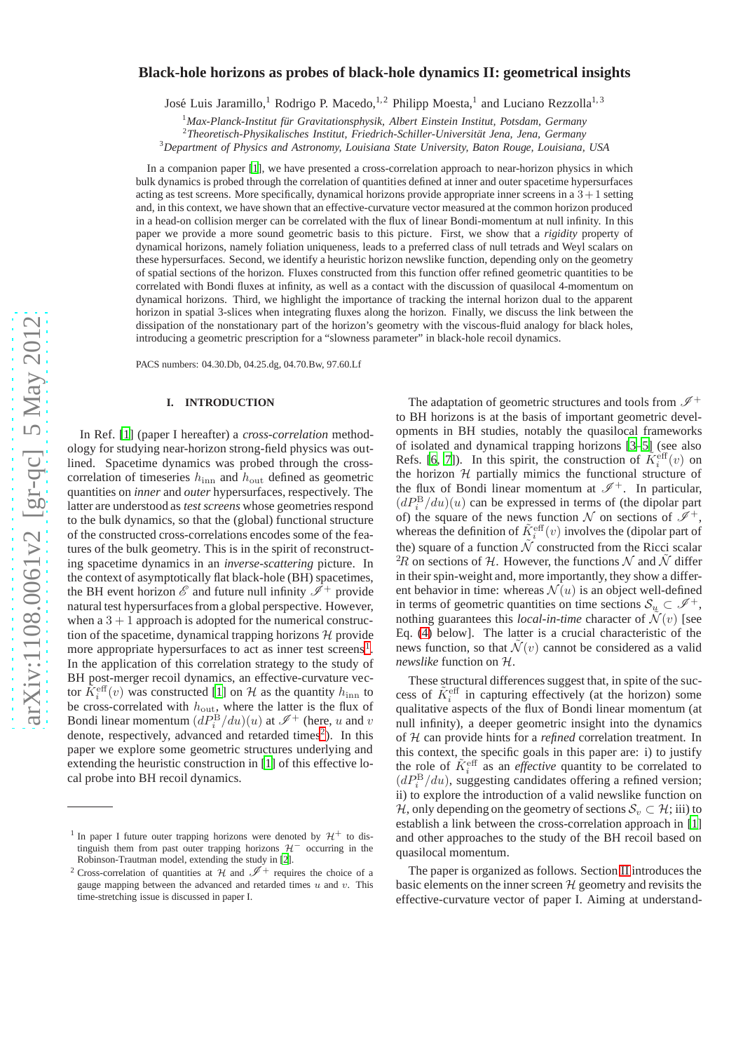# Black-hole horizons as probes of black-hole dynamics II: geometrical insights

José Luis Jaramillo,[1] Rodrigo P. Macedo,[1,2] Philipp Moesta,[1] and Luciano Rezzolla[1,3]

[1] *Max-Planck-Institut für Gravitationsphysik, Albert Einstein Institut, Potsdam, Germany*
[2] *Theoretisch-Physikalisches Institut, Friedrich-Schiller-Universität Jena, Jena, Germany*
[3] *Department of Physics and Astronomy, Louisiana State University, Baton Rouge, Louisiana, USA*

In a companion paper [1], we have presented a cross-correlation approach to near-horizon physics in which bulk dynamics is probed through the correlation of quantities defined at inner and outer spacetime hypersurfaces acting as test screens. More specifically, dynamical horizons provide appropriate inner screens in a $3+1$ setting and, in this context, we have shown that an effective-curvature vector measured at the common horizon produced in a head-on collision merger can be correlated with the flux of linear Bondi-momentum at null infinity. In this paper we provide a more sound geometric basis to this picture. First, we show that a *rigidity* property of dynamical horizons, namely foliation uniqueness, leads to a preferred class of null tetrads and Weyl scalars on these hypersurfaces. Second, we identify a heuristic horizon newslike function, depending only on the geometry of spatial sections of the horizon. Fluxes constructed from this function offer refined geometric quantities to be correlated with Bondi fluxes at infinity, as well as a contact with the discussion of quasilocal 4-momentum on dynamical horizons. Third, we highlight the importance of tracking the internal horizon dual to the apparent horizon in spatial 3-slices when integrating fluxes along the horizon. Finally, we discuss the link between the dissipation of the nonstationary part of the horizon's geometry with the viscous-fluid analogy for black holes, introducing a geometric prescription for a "slowness parameter" in black-hole recoil dynamics.

PACS numbers: 04.30.Db, 04.25.dg, 04.70.Bw, 97.60.Lf

## I. INTRODUCTION

In Ref. [1] (paper I hereafter) a *cross-correlation* methodology for studying near-horizon strong-field physics was outlined. Spacetime dynamics was probed through the cross-correlation of timeseries $h_{\rm inn}$ and $h_{\rm out}$ defined as geometric quantities on *inner* and *outer* hypersurfaces, respectively. The latter are understood as *test screens* whose geometries respond to the bulk dynamics, so that the (global) functional structure of the constructed cross-correlations encodes some of the features of the bulk geometry. This is in the spirit of reconstructing spacetime dynamics in an *inverse-scattering* picture. In the context of asymptotically flat black-hole (BH) spacetimes, the BH event horizon $\mathscr{E}$ and future null infinity $\mathscr{I}^+$ provide natural test hypersurfaces from a global perspective. However, when a $3+1$ approach is adopted for the numerical construction of the spacetime, dynamical trapping horizons $\mathcal{H}$ provide more appropriate hypersurfaces to act as inner test screens[1]. In the application of this correlation strategy to the study of BH post-merger recoil dynamics, an effective-curvature vector $\tilde{K}^{\rm eff}_i(v)$ was constructed [1] on $\mathcal{H}$ as the quantity $h_{\rm inn}$ to be cross-correlated with $h_{\rm out}$, where the latter is the flux of Bondi linear momentum $(dP^{\rm B}_i/du)(u)$ at $\mathscr{I}^+$ (here, $u$ and $v$ denote, respectively, advanced and retarded times[2]). In this paper we explore some geometric structures underlying and extending the heuristic construction in [1] of this effective local probe into BH recoil dynamics.

The adaptation of geometric structures and tools from $\mathscr{I}^+$ to BH horizons is at the basis of important geometric developments in BH studies, notably the quasilocal frameworks of isolated and dynamical trapping horizons [3–5] (see also Refs. [6, 7]). In this spirit, the construction of $\tilde{K}^{\rm eff}_i(v)$ on the horizon $\mathcal{H}$ partially mimics the functional structure of the flux of Bondi linear momentum at $\mathscr{I}^+$. In particular, $(dP^{\rm B}_i/du)(u)$ can be expressed in terms of (the dipolar part of) the square of the news function $\mathcal{N}$ on sections of $\mathscr{I}^+$, whereas the definition of $\tilde{K}^{\rm eff}_i(v)$ involves the (dipolar part of the) square of a function $\tilde{\mathcal{N}}$ constructed from the Ricci scalar ${}^2R$ on sections of $\mathcal{H}$. However, the functions $\mathcal{N}$ and $\tilde{\mathcal{N}}$ differ in their spin-weight and, more importantly, they show a different behavior in time: whereas $\mathcal{N}(u)$ is an object well-defined in terms of geometric quantities on time sections $\mathcal{S}_u \subset \mathscr{I}^+$, nothing guarantees this *local-in-time* character of $\tilde{\mathcal{N}}(v)$ [see Eq. (4) below]. The latter is a crucial characteristic of the news function, so that $\tilde{\mathcal{N}}(v)$ cannot be considered as a valid *newslike* function on $\mathcal{H}$.

These structural differences suggest that, in spite of the success of $\tilde{K}^{\rm eff}_i$ in capturing effectively (at the horizon) some qualitative aspects of the flux of Bondi linear momentum (at null infinity), a deeper geometric insight into the dynamics of $\mathcal{H}$ can provide hints for a *refined* correlation treatment. In this context, the specific goals in this paper are: i) to justify the role of $\tilde{K}^{\rm eff}_i$ as an *effective* quantity to be correlated to $(dP^{\rm B}_i/du)$, suggesting candidates offering a refined version; ii) to explore the introduction of a valid newslike function on $\mathcal{H}$, only depending on the geometry of sections $\mathcal{S}_v \subset \mathcal{H}$; iii) to establish a link between the cross-correlation approach in [1] and other approaches to the study of the BH recoil based on quasilocal momentum.

The paper is organized as follows. Section II introduces the basic elements on the inner screen $\mathcal{H}$ geometry and revisits the effective-curvature vector of paper I. Aiming at understand-

---

[1] In paper I future outer trapping horizons were denoted by $\mathcal{H}^+$ to distinguish them from past outer trapping horizons $\mathcal{H}^-$ occurring in the Robinson-Trautman model, extending the study in [2].

[2] Cross-correlation of quantities at $\mathcal{H}$ and $\mathscr{I}^+$ requires the choice of a gauge mapping between the advanced and retarded times $u$ and $v$. This time-stretching issue is discussed in paper I.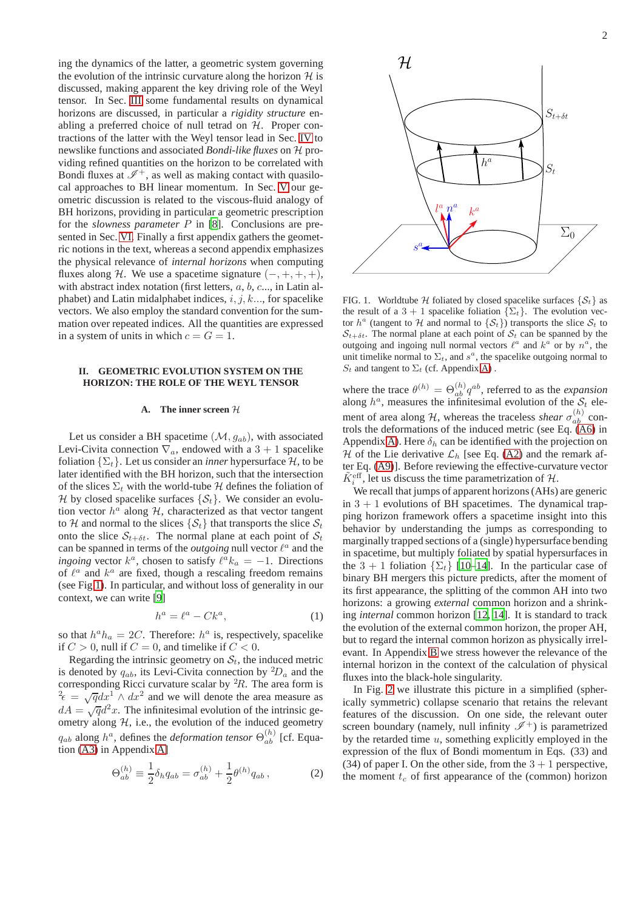ing the dynamics of the latter, a geometric system governing the evolution of the intrinsic curvature along the horizon $\mathcal{H}$ is discussed, making apparent the key driving role of the Weyl tensor. In Sec. III some fundamental results on dynamical horizons are discussed, in particular a *rigidity structure* enabling a preferred choice of null tetrad on $\mathcal{H}$. Proper contractions of the latter with the Weyl tensor lead in Sec. IV to newslike functions and associated *Bondi-like fluxes* on $\mathcal{H}$ providing refined quantities on the horizon to be correlated with Bondi fluxes at $\mathscr{I}^+$, as well as making contact with quasilocal approaches to BH linear momentum. In Sec. V our geometric discussion is related to the viscous-fluid analogy of BH horizons, providing in particular a geometric prescription for the *slowness parameter* $P$ in [8]. Conclusions are presented in Sec. VI. Finally a first appendix gathers the geometric notions in the text, whereas a second appendix emphasizes the physical relevance of *internal horizons* when computing fluxes along $\mathcal{H}$. We use a spacetime signature $(-,+,+,+)$, with abstract index notation (first letters, $a$, $b$, $c$..., in Latin alphabet) and Latin midalphabet indices, $i, j, k$..., for spacelike vectors. We also employ the standard convention for the summation over repeated indices. All the quantities are expressed in a system of units in which $c = G = 1$.

## II. GEOMETRIC EVOLUTION SYSTEM ON THE HORIZON: THE ROLE OF THE WEYL TENSOR

### A. The inner screen $\mathcal{H}$

Let us consider a BH spacetime $(\mathcal{M}, g_{ab})$, with associated Levi-Civita connection $\nabla_a$, endowed with a $3+1$ spacelike foliation $\{\Sigma_t\}$. Let us consider an *inner* hypersurface $\mathcal{H}$, to be later identified with the BH horizon, such that the intersection of the slices $\Sigma_t$ with the world-tube $\mathcal{H}$ defines the foliation of $\mathcal{H}$ by closed spacelike surfaces $\{\mathcal{S}_t\}$. We consider an evolution vector $h^a$ along $\mathcal{H}$, characterized as that vector tangent to $\mathcal{H}$ and normal to the slices $\{\mathcal{S}_t\}$ that transports the slice $\mathcal{S}_t$ onto the slice $\mathcal{S}_{t+\delta t}$. The normal plane at each point of $\mathcal{S}_t$ can be spanned in terms of the *outgoing* null vector $\ell^a$ and the *ingoing* vector $k^a$, chosen to satisfy $\ell^a k_a = -1$. Directions of $\ell^a$ and $k^a$ are fixed, though a rescaling freedom remains (see Fig 1). In particular, and without loss of generality in our context, we can write [9]

$$h^a = \ell^a - C k^a , \tag{1}$$

so that $h^a h_a = 2C$. Therefore: $h^a$ is, respectively, spacelike if $C > 0$, null if $C = 0$, and timelike if $C < 0$.

Regarding the intrinsic geometry on $\mathcal{S}_t$, the induced metric is denoted by $q_{ab}$, its Levi-Civita connection by ${}^2\!D_a$ and the corresponding Ricci curvature scalar by ${}^2\!R$. The area form is ${}^2\epsilon = \sqrt{q} dx^1 \wedge dx^2$ and we will denote the area measure as $dA = \sqrt{q} d^2x$. The infinitesimal evolution of the intrinsic geometry along $\mathcal{H}$, i.e., the evolution of the induced geometry $q_{ab}$ along $h^a$, defines the *deformation tensor* $\Theta^{(h)}_{ab}$ [cf. Equation (A3) in Appendix A]

$$\Theta^{(h)}_{ab} \equiv \frac{1}{2}\delta_h q_{ab} = \sigma^{(h)}_{ab} + \frac{1}{2}\theta^{(h)} q_{ab} , \tag{2}$$

FIG. 1. Worldtube $\mathcal{H}$ foliated by closed spacelike surfaces $\{\mathcal{S}_t\}$ as the result of a $3+1$ spacelike foliation $\{\Sigma_t\}$. The evolution vector $h^a$ (tangent to $\mathcal{H}$ and normal to $\{\mathcal{S}_t\}$) transports the slice $\mathcal{S}_t$ to $\mathcal{S}_{t+\delta t}$. The normal plane at each point of $\mathcal{S}_t$ can be spanned by the outgoing and ingoing null normal vectors $\ell^a$ and $k^a$ or by $n^a$, the unit timelike normal to $\Sigma_t$, and $s^a$, the spacelike outgoing normal to $S_t$ and tangent to $\Sigma_t$ (cf. Appendix A) .

where the trace $\theta^{(h)} = \Theta^{(h)}_{ab} q^{ab}$, referred to as the *expansion* along $h^a$, measures the infinitesimal evolution of the $\mathcal{S}_t$ element of area along $\mathcal{H}$, whereas the traceless *shear* $\sigma^{(h)}_{ab}$ controls the deformations of the induced metric (see Eq. (A6) in Appendix A). Here $\delta_h$ can be identified with the projection on $\mathcal{H}$ of the Lie derivative $\mathcal{L}_h$ [see Eq. (A2) and the remark after Eq. (A9)]. Before reviewing the effective-curvature vector $\tilde{K}^{\mathrm{eff}}_i$, let us discuss the time parametrization of $\mathcal{H}$.

We recall that jumps of apparent horizons (AHs) are generic in $3+1$ evolutions of BH spacetimes. The dynamical trapping horizon framework offers a spacetime insight into this behavior by understanding the jumps as corresponding to marginally trapped sections of a (single) hypersurface bending in spacetime, but multiply foliated by spatial hypersurfaces in the $3+1$ foliation $\{\Sigma_t\}$ [10–14]. In the particular case of binary BH mergers this picture predicts, after the moment of its first appearance, the splitting of the common AH into two horizons: a growing *external* common horizon and a shrinking *internal* common horizon [12, 14]. It is standard to track the evolution of the external common horizon, the proper AH, but to regard the internal common horizon as physically irrelevant. In Appendix B we stress however the relevance of the internal horizon in the context of the calculation of physical fluxes into the black-hole singularity.

In Fig. 2 we illustrate this picture in a simplified (spherically symmetric) collapse scenario that retains the relevant features of the discussion. On one side, the relevant outer screen boundary (namely, null infinity $\mathscr{I}^+$) is parametrized by the retarded time $u$, something explicitly employed in the expression of the flux of Bondi momentum in Eqs. (33) and (34) of paper I. On the other side, from the $3+1$ perspective, the moment $t_c$ of first appearance of the (common) horizon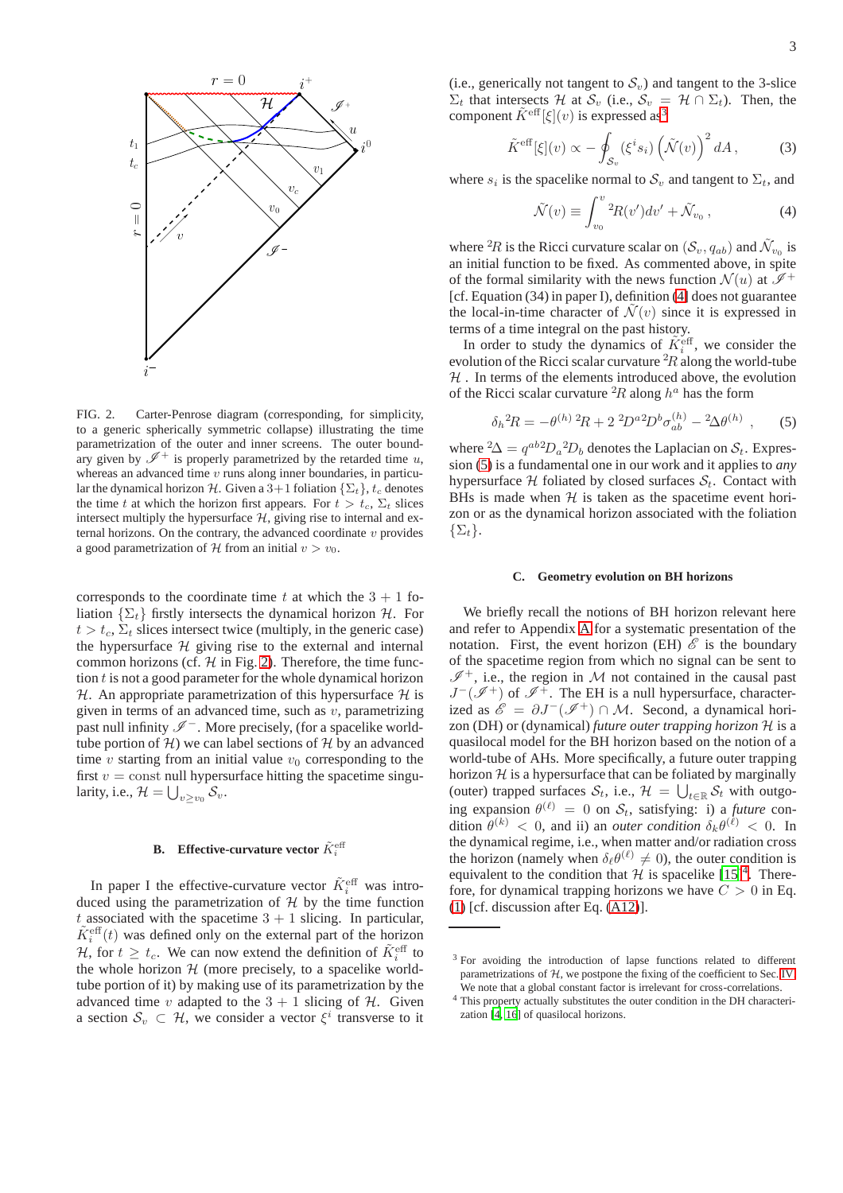FIG. 2. Carter-Penrose diagram (corresponding, for simplicity, to a generic spherically symmetric collapse) illustrating the time parametrization of the outer and inner screens. The outer boundary given by $\mathscr{I}^+$ is properly parametrized by the retarded time $u$, whereas an advanced time $v$ runs along inner boundaries, in particular the dynamical horizon $\mathcal{H}$. Given a 3+1 foliation $\{\Sigma_t\}$, $t_c$ denotes the time $t$ at which the horizon first appears. For $t > t_c$, $\Sigma_t$ slices intersect multiply the hypersurface $\mathcal{H}$, giving rise to internal and external horizons. On the contrary, the advanced coordinate $v$ provides a good parametrization of $\mathcal{H}$ from an initial $v > v_0$.

corresponds to the coordinate time $t$ at which the $3+1$ foliation $\{\Sigma_t\}$ firstly intersects the dynamical horizon $\mathcal{H}$. For $t > t_c$, $\Sigma_t$ slices intersect twice (multiply, in the generic case) the hypersurface $\mathcal{H}$ giving rise to the external and internal common horizons (cf. $\mathcal{H}$ in Fig. 2). Therefore, the time function $t$ is not a good parameter for the whole dynamical horizon $\mathcal{H}$. An appropriate parametrization of this hypersurface $\mathcal{H}$ is given in terms of an advanced time, such as $v$, parametrizing past null infinity $\mathscr{I}^-$. More precisely, (for a spacelike world-tube portion of $\mathcal{H}$) we can label sections of $\mathcal{H}$ by an advanced time $v$ starting from an initial value $v_0$ corresponding to the first $v = \text{const}$ null hypersurface hitting the spacetime singularity, i.e., $\mathcal{H} = \bigcup_{v \geq v_0} \mathcal{S}_v$.

### B. Effective-curvature vector $\tilde{K}_i^{\text{eff}}$

In paper I the effective-curvature vector $\tilde{K}_i^{\text{eff}}$ was introduced using the parametrization of $\mathcal{H}$ by the time function $t$ associated with the spacetime $3+1$ slicing. In particular, $\tilde{K}_i^{\text{eff}}(t)$ was defined only on the external part of the horizon $\mathcal{H}$, for $t \geq t_c$. We can now extend the definition of $\tilde{K}_i^{\text{eff}}$ to the whole horizon $\mathcal{H}$ (more precisely, to a spacelike world-tube portion of it) by making use of its parametrization by the advanced time $v$ adapted to the $3+1$ slicing of $\mathcal{H}$. Given a section $\mathcal{S}_v \subset \mathcal{H}$, we consider a vector $\xi^i$ transverse to it (i.e., generically not tangent to $\mathcal{S}_v$) and tangent to the 3-slice $\Sigma_t$ that intersects $\mathcal{H}$ at $\mathcal{S}_v$ (i.e., $\mathcal{S}_v = \mathcal{H} \cap \Sigma_t$). Then, the component $\tilde{K}^{\text{eff}}[\xi](v)$ is expressed as[3]

$$\tilde{K}^{\text{eff}}[\xi](v) \propto -\oint_{\mathcal{S}_v} (\xi^i s_i) \left(\tilde{\mathcal{N}}(v)\right)^2 dA \,, \tag{3}$$

where $s_i$ is the spacelike normal to $\mathcal{S}_v$ and tangent to $\Sigma_t$, and

$$\tilde{\mathcal{N}}(v) \equiv \int_{v_0}^{v} {}^2\!R(v')dv' + \tilde{\mathcal{N}}_{v_0} \,, \tag{4}$$

where ${}^2R$ is the Ricci curvature scalar on $(\mathcal{S}_v, q_{ab})$ and $\tilde{\mathcal{N}}_{v_0}$ is an initial function to be fixed. As commented above, in spite of the formal similarity with the news function $\mathcal{N}(u)$ at $\mathscr{I}^+$ [cf. Equation (34) in paper I), definition (4) does not guarantee the local-in-time character of $\tilde{\mathcal{N}}(v)$ since it is expressed in terms of a time integral on the past history.

In order to study the dynamics of $\tilde{K}_i^{\text{eff}}$, we consider the evolution of the Ricci scalar curvature ${}^2R$ along the world-tube $\mathcal{H}$ . In terms of the elements introduced above, the evolution of the Ricci scalar curvature ${}^2R$ along $h^a$ has the form

$$\delta_h {}^2\!R = -\theta^{(h)}\,{}^2\!R + 2\,{}^2\!D^a\,{}^2\!D^b \sigma^{(h)}_{ab} - {}^2\Delta\theta^{(h)} \ , \tag{5}$$

where ${}^2\Delta = q^{ab}\,{}^2D_a\,{}^2D_b$ denotes the Laplacian on $\mathcal{S}_t$. Expression (5) is a fundamental one in our work and it applies to *any* hypersurface $\mathcal{H}$ foliated by closed surfaces $\mathcal{S}_t$. Contact with BHs is made when $\mathcal{H}$ is taken as the spacetime event horizon or as the dynamical horizon associated with the foliation $\{\Sigma_t\}$.

### C. Geometry evolution on BH horizons

We briefly recall the notions of BH horizon relevant here and refer to Appendix A for a systematic presentation of the notation. First, the event horizon (EH) $\mathscr{E}$ is the boundary of the spacetime region from which no signal can be sent to $\mathscr{I}^+$, i.e., the region in $\mathcal{M}$ not contained in the causal past $J^-(\mathscr{I}^+)$ of $\mathscr{I}^+$. The EH is a null hypersurface, characterized as $\mathscr{E} = \partial J^-(\mathscr{I}^+) \cap \mathcal{M}$. Second, a dynamical horizon (DH) or (dynamical) *future outer trapping horizon* $\mathcal{H}$ is a quasilocal model for the BH horizon based on the notion of a world-tube of AHs. More specifically, a future outer trapping horizon $\mathcal{H}$ is a hypersurface that can be foliated by marginally (outer) trapped surfaces $\mathcal{S}_t$, i.e., $\mathcal{H} = \bigcup_{t\in\mathbb{R}} \mathcal{S}_t$ with outgoing expansion $\theta^{(\ell)} = 0$ on $\mathcal{S}_t$, satisfying: i) a *future* condition $\theta^{(k)} < 0$, and ii) an *outer condition* $\delta_k\theta^{(\ell)} < 0$. In the dynamical regime, i.e., when matter and/or radiation cross the horizon (namely when $\delta_\ell\theta^{(\ell)} \neq 0$), the outer condition is equivalent to the condition that $\mathcal{H}$ is spacelike [15][4]. Therefore, for dynamical trapping horizons we have $C > 0$ in Eq. (1) [cf. discussion after Eq. (A12)].

---

[3] For avoiding the introduction of lapse functions related to different parametrizations of $\mathcal{H}$, we postpone the fixing of the coefficient to Sec. IV. We note that a global constant factor is irrelevant for cross-correlations.

[4] This property actually substitutes the outer condition in the DH characterization [4, 16] of quasilocal horizons.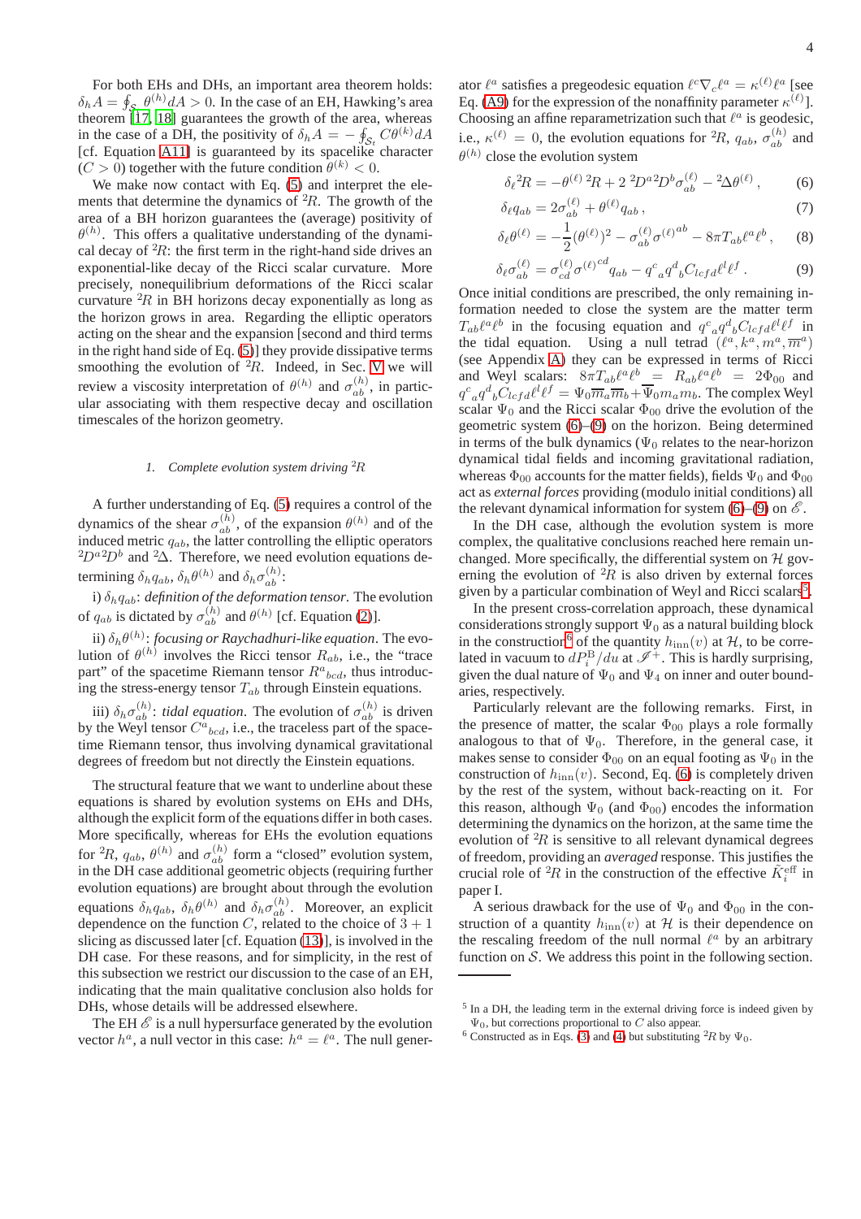For both EHs and DHs, an important area theorem holds: $\delta_h A = \oint_{\mathcal{S}_t} \theta^{(h)} dA > 0$. In the case of an EH, Hawking's area theorem [17, 18] guarantees the growth of the area, whereas in the case of a DH, the positivity of $\delta_h A = -\oint_{\mathcal{S}_t} C\theta^{(k)} dA$ [cf. Equation A11] is guaranteed by its spacelike character ($C > 0$) together with the future condition $\theta^{(k)} < 0$.

We make now contact with Eq. (5) and interpret the elements that determine the dynamics of ${}^2\!R$. The growth of the area of a BH horizon guarantees the (average) positivity of $\theta^{(h)}$. This offers a qualitative understanding of the dynamical decay of ${}^2\!R$: the first term in the right-hand side drives an exponential-like decay of the Ricci scalar curvature. More precisely, nonequilibrium deformations of the Ricci scalar curvature ${}^2\!R$ in BH horizons decay exponentially as long as the horizon grows in area. Regarding the elliptic operators acting on the shear and the expansion [second and third terms in the right hand side of Eq. (5)] they provide dissipative terms smoothing the evolution of ${}^2\!R$. Indeed, in Sec. V we will review a viscosity interpretation of $\theta^{(h)}$ and $\sigma^{(h)}_{ab}$, in particular associating with them respective decay and oscillation timescales of the horizon geometry.

#### 1. Complete evolution system driving ${}^2\!R$

A further understanding of Eq. (5) requires a control of the dynamics of the shear $\sigma^{(h)}_{ab}$, of the expansion $\theta^{(h)}$ and of the induced metric $q_{ab}$, the latter controlling the elliptic operators ${}^2\!D^a\,{}^2\!D^b$ and ${}^2\Delta$. Therefore, we need evolution equations determining $\delta_h q_{ab}$, $\delta_h \theta^{(h)}$ and $\delta_h \sigma^{(h)}_{ab}$:

i) $\delta_h q_{ab}$: *definition of the deformation tensor*. The evolution of $q_{ab}$ is dictated by $\sigma^{(h)}_{ab}$ and $\theta^{(h)}$ [cf. Equation (2)].

ii) $\delta_h \theta^{(h)}$: *focusing or Raychadhuri-like equation*. The evolution of $\theta^{(h)}$ involves the Ricci tensor $R_{ab}$, i.e., the "trace part" of the spacetime Riemann tensor $R^a{}_{bcd}$, thus introducing the stress-energy tensor $T_{ab}$ through Einstein equations.

iii) $\delta_h \sigma^{(h)}_{ab}$: *tidal equation*. The evolution of $\sigma^{(h)}_{ab}$ is driven by the Weyl tensor $C^a{}_{bcd}$, i.e., the traceless part of the spacetime Riemann tensor, thus involving dynamical gravitational degrees of freedom but not directly the Einstein equations.

The structural feature that we want to underline about these equations is shared by evolution systems on EHs and DHs, although the explicit form of the equations differ in both cases. More specifically, whereas for EHs the evolution equations for ${}^2\!R$, $q_{ab}$, $\theta^{(h)}$ and $\sigma^{(h)}_{ab}$ form a "closed" evolution system, in the DH case additional geometric objects (requiring further evolution equations) are brought about through the evolution equations $\delta_h q_{ab}$, $\delta_h \theta^{(h)}$ and $\delta_h \sigma^{(h)}_{ab}$. Moreover, an explicit dependence on the function $C$, related to the choice of $3+1$ slicing as discussed later [cf. Equation (13)], is involved in the DH case. For these reasons, and for simplicity, in the rest of this subsection we restrict our discussion to the case of an EH, indicating that the main qualitative conclusion also holds for DHs, whose details will be addressed elsewhere.

The EH $\mathscr{E}$ is a null hypersurface generated by the evolution vector $h^a$, a null vector in this case: $h^a = \ell^a$. The null generator $\ell^a$ satisfies a pregeodesic equation $\ell^c \nabla_c \ell^a = \kappa^{(\ell)} \ell^a$ [see Eq. (A9) for the expression of the nonaffinity parameter $\kappa^{(\ell)}$]. Choosing an affine reparametrization such that $\ell^a$ is geodesic, i.e., $\kappa^{(\ell)} = 0$, the evolution equations for ${}^2\!R$, $q_{ab}$, $\sigma^{(h)}_{ab}$ and $\theta^{(h)}$ close the evolution system

$$\delta_\ell {}^2\!R = -\theta^{(\ell)}\,{}^2\!R + 2\,{}^2\!D^a\,{}^2\!D^b \sigma^{(\ell)}_{ab} - {}^2\Delta\theta^{(\ell)}\,, \tag{6}$$

$$\delta_\ell q_{ab} = 2\sigma^{(\ell)}_{ab} + \theta^{(\ell)} q_{ab}\,, \tag{7}$$

$$\delta_\ell \theta^{(\ell)} = -\frac{1}{2}(\theta^{(\ell)})^2 - \sigma^{(\ell)}_{ab}\sigma^{(\ell)ab} - 8\pi T_{ab}\ell^a\ell^b\,, \tag{8}$$

$$\delta_\ell \sigma^{(\ell)}_{ab} = \sigma^{(\ell)}_{cd}\sigma^{(\ell)cd} q_{ab} - q^c{}_a q^d{}_b C_{lcfd}\ell^l\ell^f\,. \tag{9}$$

Once initial conditions are prescribed, the only remaining information needed to close the system are the matter term $T_{ab}\ell^a\ell^b$ in the focusing equation and $q^c{}_a q^d{}_b C_{lcfd}\ell^l\ell^f$ in the tidal equation. Using a null tetrad $(\ell^a, k^a, m^a, \overline{m}^a)$ (see Appendix A) they can be expressed in terms of Ricci and Weyl scalars: $8\pi T_{ab}\ell^a\ell^b = R_{ab}\ell^a\ell^b = 2\Phi_{00}$ and $q^c{}_a q^d{}_b C_{lcfd}\ell^l\ell^f = \Psi_0 \overline{m}_a\overline{m}_b + \overline{\Psi}_0 m_a m_b$. The complex Weyl scalar $\Psi_0$ and the Ricci scalar $\Phi_{00}$ drive the evolution of the geometric system (6)–(9) on the horizon. Being determined in terms of the bulk dynamics ($\Psi_0$ relates to the near-horizon dynamical tidal fields and incoming gravitational radiation, whereas $\Phi_{00}$ accounts for the matter fields), fields $\Psi_0$ and $\Phi_{00}$ act as *external forces* providing (modulo initial conditions) all the relevant dynamical information for system (6)–(9) on $\mathscr{E}$.

In the DH case, although the evolution system is more complex, the qualitative conclusions reached here remain unchanged. More specifically, the differential system on $\mathcal{H}$ governing the evolution of ${}^2\!R$ is also driven by external forces given by a particular combination of Weyl and Ricci scalars[5].

In the present cross-correlation approach, these dynamical considerations strongly support $\Psi_0$ as a natural building block in the construction[6] of the quantity $h_{\rm inn}(v)$ at $\mathcal{H}$, to be correlated in vacuum to $dP^{\rm B}_i/du$ at $\mathscr{I}^+$. This is hardly surprising, given the dual nature of $\Psi_0$ and $\Psi_4$ on inner and outer boundaries, respectively.

Particularly relevant are the following remarks. First, in the presence of matter, the scalar $\Phi_{00}$ plays a role formally analogous to that of $\Psi_0$. Therefore, in the general case, it makes sense to consider $\Phi_{00}$ on an equal footing as $\Psi_0$ in the construction of $h_{\rm inn}(v)$. Second, Eq. (6) is completely driven by the rest of the system, without back-reacting on it. For this reason, although $\Psi_0$ (and $\Phi_{00}$) encodes the information determining the dynamics on the horizon, at the same time the evolution of ${}^2\!R$ is sensitive to all relevant dynamical degrees of freedom, providing an *averaged* response. This justifies the crucial role of ${}^2\!R$ in the construction of the effective $\tilde{K}^{\rm eff}_i$ in paper I.

A serious drawback for the use of $\Psi_0$ and $\Phi_{00}$ in the construction of a quantity $h_{\rm inn}(v)$ at $\mathcal{H}$ is their dependence on the rescaling freedom of the null normal $\ell^a$ by an arbitrary function on $\mathcal{S}$. We address this point in the following section.

---

[5] In a DH, the leading term in the external driving force is indeed given by $\Psi_0$, but corrections proportional to $C$ also appear.

[6] Constructed as in Eqs. (3) and (4) but substituting ${}^2\!R$ by $\Psi_0$.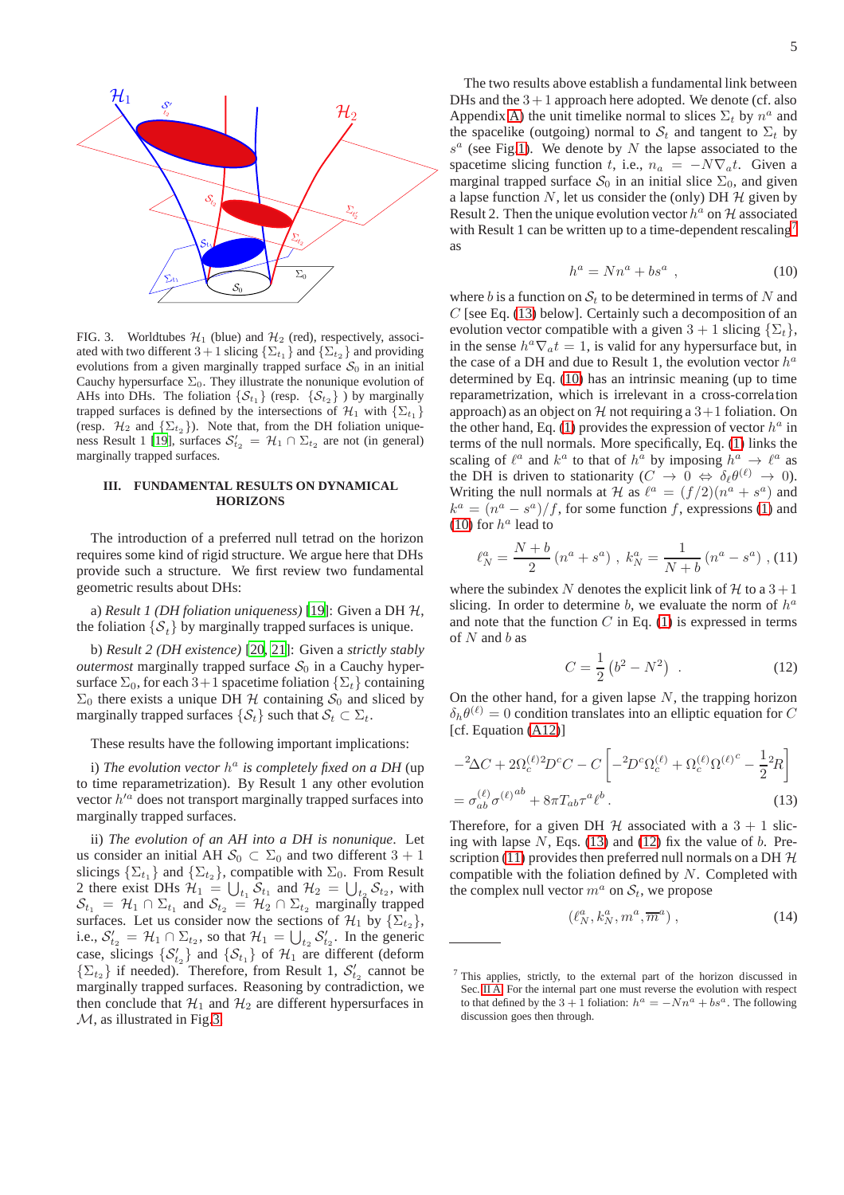FIG. 3. Worldtubes $\mathcal{H}_1$ (blue) and $\mathcal{H}_2$ (red), respectively, associated with two different $3+1$ slicing $\{\Sigma_{t_1}\}$ and $\{\Sigma_{t_2}\}$ and providing evolutions from a given marginally trapped surface $\mathcal{S}_0$ in an initial Cauchy hypersurface $\Sigma_0$. They illustrate the nonunique evolution of AHs into DHs. The foliation $\{\mathcal{S}_{t_1}\}$ (resp. $\{\mathcal{S}_{t_2}\}$ ) by marginally trapped surfaces is defined by the intersections of $\mathcal{H}_1$ with $\{\Sigma_{t_1}\}$ (resp. $\mathcal{H}_2$ and $\{\Sigma_{t_2}\}$). Note that, from the DH foliation uniqueness Result 1 [19], surfaces $\mathcal{S}'_{t_2} = \mathcal{H}_1 \cap \Sigma_{t_2}$ are not (in general) marginally trapped surfaces.

## III. FUNDAMENTAL RESULTS ON DYNAMICAL HORIZONS

The introduction of a preferred null tetrad on the horizon requires some kind of rigid structure. We argue here that DHs provide such a structure. We first review two fundamental geometric results about DHs:

a) *Result 1 (DH foliation uniqueness)* [19]: Given a DH $\mathcal{H}$, the foliation $\{\mathcal{S}_t\}$ by marginally trapped surfaces is unique.

b) *Result 2 (DH existence)* [20, 21]: Given a *strictly stably outermost* marginally trapped surface $\mathcal{S}_0$ in a Cauchy hypersurface $\Sigma_0$, for each $3+1$ spacetime foliation $\{\Sigma_t\}$ containing $\Sigma_0$ there exists a unique DH $\mathcal{H}$ containing $\mathcal{S}_0$ and sliced by marginally trapped surfaces $\{\mathcal{S}_t\}$ such that $\mathcal{S}_t \subset \Sigma_t$.

These results have the following important implications:

i) *The evolution vector $h^a$ is completely fixed on a DH* (up to time reparametrization). By Result 1 any other evolution vector $h'^a$ does not transport marginally trapped surfaces into marginally trapped surfaces.

ii) *The evolution of an AH into a DH is nonunique*. Let us consider an initial AH $\mathcal{S}_0 \subset \Sigma_0$ and two different $3+1$ slicings $\{\Sigma_{t_1}\}$ and $\{\Sigma_{t_2}\}$, compatible with $\Sigma_0$. From Result 2 there exist DHs $\mathcal{H}_1 = \bigcup_{t_1} \mathcal{S}_{t_1}$ and $\mathcal{H}_2 = \bigcup_{t_2} \mathcal{S}_{t_2}$, with $\mathcal{S}_{t_1} = \mathcal{H}_1 \cap \Sigma_{t_1}$ and $\mathcal{S}_{t_2} = \mathcal{H}_2 \cap \Sigma_{t_2}$ marginally trapped surfaces. Let us consider now the sections of $\mathcal{H}_1$ by $\{\Sigma_{t_2}\}$, i.e., $\mathcal{S}'_{t_2} = \mathcal{H}_1 \cap \Sigma_{t_2}$, so that $\mathcal{H}_1 = \bigcup_{t_2} \mathcal{S}'_{t_2}$. In the generic case, slicings $\{\mathcal{S}'_{t_2}\}$ and $\{\mathcal{S}_{t_1}\}$ of $\mathcal{H}_1$ are different (deform $\{\Sigma_{t_2}\}$ if needed). Therefore, from Result 1, $\mathcal{S}'_{t_2}$ cannot be marginally trapped surfaces. Reasoning by contradiction, we then conclude that $\mathcal{H}_1$ and $\mathcal{H}_2$ are different hypersurfaces in $\mathcal{M}$, as illustrated in Fig.3.

The two results above establish a fundamental link between DHs and the $3+1$ approach here adopted. We denote (cf. also Appendix A) the unit timelike normal to slices $\Sigma_t$ by $n^a$ and the spacelike (outgoing) normal to $\mathcal{S}_t$ and tangent to $\Sigma_t$ by $s^a$ (see Fig.1). We denote by $N$ the lapse associated to the spacetime slicing function $t$, i.e., $n_a = -N\nabla_a t$. Given a marginal trapped surface $\mathcal{S}_0$ in an initial slice $\Sigma_0$, and given a lapse function $N$, let us consider the (only) DH $\mathcal{H}$ given by Result 2. Then the unique evolution vector $h^a$ on $\mathcal{H}$ associated with Result 1 can be written up to a time-dependent rescaling[7] as

$$h^a = Nn^a + bs^a \ , \tag{10}$$

where $b$ is a function on $\mathcal{S}_t$ to be determined in terms of $N$ and $C$ [see Eq. (13) below]. Certainly such a decomposition of an evolution vector compatible with a given $3+1$ slicing $\{\Sigma_t\}$, in the sense $h^a\nabla_a t = 1$, is valid for any hypersurface but, in the case of a DH and due to Result 1, the evolution vector $h^a$ determined by Eq. (10) has an intrinsic meaning (up to time reparametrization, which is irrelevant in a cross-correlation approach) as an object on $\mathcal{H}$ not requiring a $3+1$ foliation. On the other hand, Eq. (1) provides the expression of vector $h^a$ in terms of the null normals. More specifically, Eq. (1) links the scaling of $\ell^a$ and $k^a$ to that of $h^a$ by imposing $h^a \to \ell^a$ as the DH is driven to stationarity ($C \to 0 \Leftrightarrow \delta_\ell \theta^{(\ell)} \to 0$). Writing the null normals at $\mathcal{H}$ as $\ell^a = (f/2)(n^a + s^a)$ and $k^a = (n^a - s^a)/f$, for some function $f$, expressions (1) and (10) for $h^a$ lead to

$$\ell_N^a = \frac{N+b}{2}\left(n^a + s^a\right) \ , \ k_N^a = \frac{1}{N+b}\left(n^a - s^a\right) \ , \tag{11}$$

where the subindex $N$ denotes the explicit link of $\mathcal{H}$ to a $3+1$ slicing. In order to determine $b$, we evaluate the norm of $h^a$ and note that the function $C$ in Eq. (1) is expressed in terms of $N$ and $b$ as

$$C = \frac{1}{2}\left(b^2 - N^2\right) \ . \tag{12}$$

On the other hand, for a given lapse $N$, the trapping horizon $\delta_h \theta^{(\ell)} = 0$ condition translates into an elliptic equation for $C$ [cf. Equation (A12)]

$$\begin{aligned}
&-{}^2\!\Delta C + 2\Omega^{(\ell)}_c {}^2\!D^c C - C\left[-{}^2\!D^c \Omega^{(\ell)}_c + \Omega^{(\ell)}_c \Omega^{(\ell)c} - \frac{1}{2}{}^2\!R\right] \\
&= \sigma^{(\ell)}_{ab}\sigma^{(\ell)ab} + 8\pi T_{ab}\tau^a \ell^b \, .
\end{aligned} \tag{13}$$

Therefore, for a given DH $\mathcal{H}$ associated with a $3+1$ slicing with lapse $N$, Eqs. (13) and (12) fix the value of $b$. Prescription (11) provides then preferred null normals on a DH $\mathcal{H}$ compatible with the foliation defined by $N$. Completed with the complex null vector $m^a$ on $\mathcal{S}_t$, we propose

$$(\ell_N^a, k_N^a, m^a, \overline{m}^a) \ , \tag{14}$$

[7] This applies, strictly, to the external part of the horizon discussed in Sec. II A. For the internal part one must reverse the evolution with respect to that defined by the $3+1$ foliation: $h^a = -Nn^a + bs^a$. The following discussion goes then through.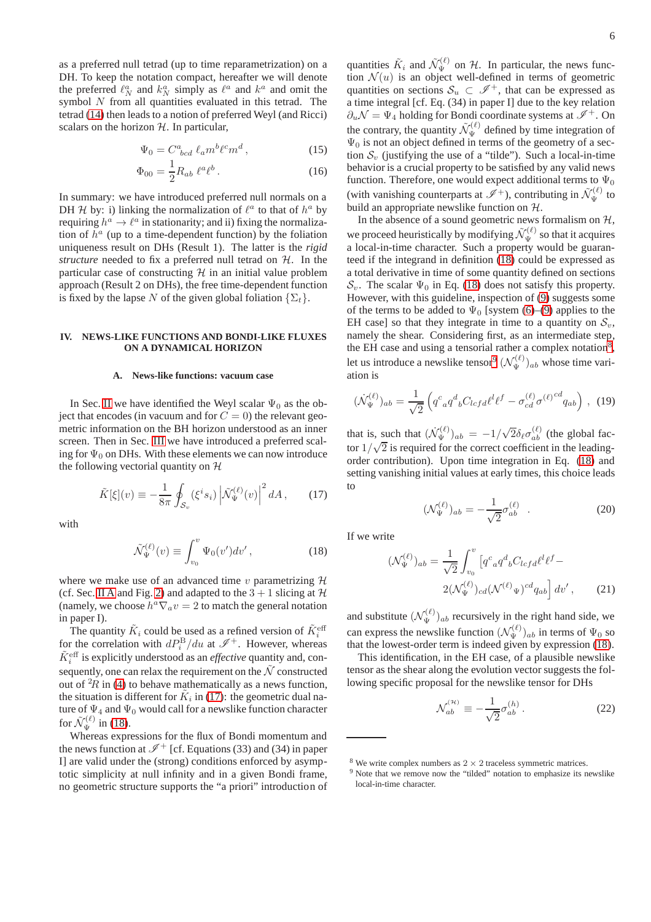as a preferred null tetrad (up to time reparametrization) on a DH. To keep the notation compact, hereafter we will denote the preferred $\ell^a_N$ and $k^a_N$ simply as $\ell^a$ and $k^a$ and omit the symbol $N$ from all quantities evaluated in this tetrad. The tetrad (14) then leads to a notion of preferred Weyl (and Ricci) scalars on the horizon $\mathcal{H}$. In particular,

$$\Psi_0 = C^a{}_{bcd}\; \ell_a m^b \ell^c m^d\,, \tag{15}$$

$$\Phi_{00} = \frac{1}{2} R_{ab}\; \ell^a \ell^b\,. \tag{16}$$

In summary: we have introduced preferred null normals on a DH $\mathcal{H}$ by: i) linking the normalization of $\ell^a$ to that of $h^a$ by requiring $h^a \to \ell^a$ in stationarity; and ii) fixing the normalization of $h^a$ (up to a time-dependent function) by the foliation uniqueness result on DHs (Result 1). The latter is the *rigid structure* needed to fix a preferred null tetrad on $\mathcal{H}$. In the particular case of constructing $\mathcal{H}$ in an initial value problem approach (Result 2 on DHs), the free time-dependent function is fixed by the lapse $N$ of the given global foliation $\{\Sigma_t\}$.

## IV. NEWS-LIKE FUNCTIONS AND BONDI-LIKE FLUXES ON A DYNAMICAL HORIZON

### A. News-like functions: vacuum case

In Sec. II we have identified the Weyl scalar $\Psi_0$ as the object that encodes (in vacuum and for $C = 0$) the relevant geometric information on the BH horizon understood as an inner screen. Then in Sec. III we have introduced a preferred scaling for $\Psi_0$ on DHs. With these elements we can now introduce the following vectorial quantity on $\mathcal{H}$

$$\tilde{K}[\xi](v) \equiv -\frac{1}{8\pi}\oint_{\mathcal{S}_v} (\xi^i s_i)\left|\tilde{\mathcal{N}}^{(\ell)}_{\Psi}(v)\right|^2 dA\,, \tag{17}$$

with

$$\tilde{\mathcal{N}}^{(\ell)}_{\Psi}(v) \equiv \int_{v_0}^{v} \Psi_0(v')dv'\,, \tag{18}$$

where we make use of an advanced time $v$ parametrizing $\mathcal{H}$ (cf. Sec. II A and Fig. 2) and adapted to the $3+1$ slicing at $\mathcal{H}$ (namely, we choose $h^a\nabla_a v = 2$ to match the general notation in paper I).

The quantity $\tilde{K}_i$ could be used as a refined version of $\tilde{K}^{\rm eff}_i$ for the correlation with $dP^{\rm B}_i/du$ at $\mathscr{I}^+$. However, whereas $\tilde{K}^{\rm eff}_i$ is explicitly understood as an *effective* quantity and, consequently, one can relax the requirement on the $\tilde{\mathcal{N}}$ constructed out of ${}^2\!R$ in (4) to behave mathematically as a news function, the situation is different for $\tilde{K}_i$ in (17): the geometric dual nature of $\Psi_4$ and $\Psi_0$ would call for a newslike function character for $\tilde{\mathcal{N}}^{(\ell)}_{\Psi}$ in (18).

Whereas expressions for the flux of Bondi momentum and the news function at $\mathscr{I}^+$ [cf. Equations (33) and (34) in paper I] are valid under the (strong) conditions enforced by asymptotic simplicity at null infinity and in a given Bondi frame, no geometric structure supports the "a priori" introduction of quantities $\tilde{K}_i$ and $\tilde{\mathcal{N}}^{(\ell)}_{\Psi}$ on $\mathcal{H}$. In particular, the news function $\mathcal{N}(u)$ is an object well-defined in terms of geometric quantities on sections $\mathcal{S}_u \subset \mathscr{I}^+$, that can be expressed as a time integral [cf. Eq. (34) in paper I] due to the key relation $\partial_u\mathcal{N} = \Psi_4$ holding for Bondi coordinate systems at $\mathscr{I}^+$. On the contrary, the quantity $\tilde{\mathcal{N}}^{(\ell)}_{\Psi}$ defined by time integration of $\Psi_0$ is not an object defined in terms of the geometry of a section $\mathcal{S}_v$ (justifying the use of a "tilde"). Such a local-in-time behavior is a crucial property to be satisfied by any valid news function. Therefore, one would expect additional terms to $\Psi_0$ (with vanishing counterparts at $\mathscr{I}^+$), contributing in $\tilde{\mathcal{N}}^{(\ell)}_{\Psi}$ to build an appropriate newslike function on $\mathcal{H}$.

In the absence of a sound geometric news formalism on $\mathcal{H}$, we proceed heuristically by modifying $\tilde{\mathcal{N}}^{(\ell)}_{\Psi}$ so that it acquires a local-in-time character. Such a property would be guaranteed if the integrand in definition (18) could be expressed as a total derivative in time of some quantity defined on sections $\mathcal{S}_v$. The scalar $\Psi_0$ in Eq. (18) does not satisfy this property. However, with this guideline, inspection of (9) suggests some of the terms to be added to $\Psi_0$ [system (6)–(9) applies to the EH case] so that they integrate in time to a quantity on $\mathcal{S}_v$, namely the shear. Considering first, as an intermediate step, the EH case and using a tensorial rather a complex notation[8], let us introduce a newslike tensor[9] $(\mathcal{N}^{(\ell)}_{\Psi})_{ab}$ whose time variation is

$$(\dot{\mathcal{N}}^{(\ell)}_{\Psi})_{ab} = \frac{1}{\sqrt{2}}\left(q^c{}_a q^d{}_b C_{lcfd}\ell^l\ell^f - \sigma^{(\ell)}_{cd}\sigma^{(\ell)}{}^{cd} q_{ab}\right)\,, \tag{19}$$

that is, such that $(\dot{\mathcal{N}}^{(\ell)}_{\Psi})_{ab} = -1/\sqrt{2}\delta_\ell\sigma^{(\ell)}_{ab}$ (the global factor $1/\sqrt{2}$ is required for the correct coefficient in the leading-order contribution). Upon time integration in Eq. (18) and setting vanishing initial values at early times, this choice leads to

$$(\mathcal{N}^{(\ell)}_{\Psi})_{ab} = -\frac{1}{\sqrt{2}}\sigma^{(\ell)}_{ab}\quad. \tag{20}$$

If we write

$$(\mathcal{N}^{(\ell)}_{\Psi})_{ab} = \frac{1}{\sqrt{2}}\int_{v_0}^{v}\Big[q^c{}_a q^d{}_b C_{lcfd}\ell^l\ell^f - 2(\mathcal{N}^{(\ell)}_{\Psi})_{cd}(\mathcal{N}^{(\ell)}{}_{\Psi})^{cd}q_{ab}\Big]\,dv'\,, \tag{21}$$

and substitute $(\mathcal{N}^{(\ell)}_{\Psi})_{ab}$ recursively in the right hand side, we can express the newslike function $(\mathcal{N}^{(\ell)}_{\Psi})_{ab}$ in terms of $\Psi_0$ so that the lowest-order term is indeed given by expression (18).

This identification, in the EH case, of a plausible newslike tensor as the shear along the evolution vector suggests the following specific proposal for the newslike tensor for DHs

$$\mathcal{N}^{(\mathcal{H})}_{ab} \equiv -\frac{1}{\sqrt{2}}\sigma^{(h)}_{ab}\,. \tag{22}$$

---

[8] We write complex numbers as $2\times 2$ traceless symmetric matrices.

[9] Note that we remove now the "tilded" notation to emphasize its newslike local-in-time character.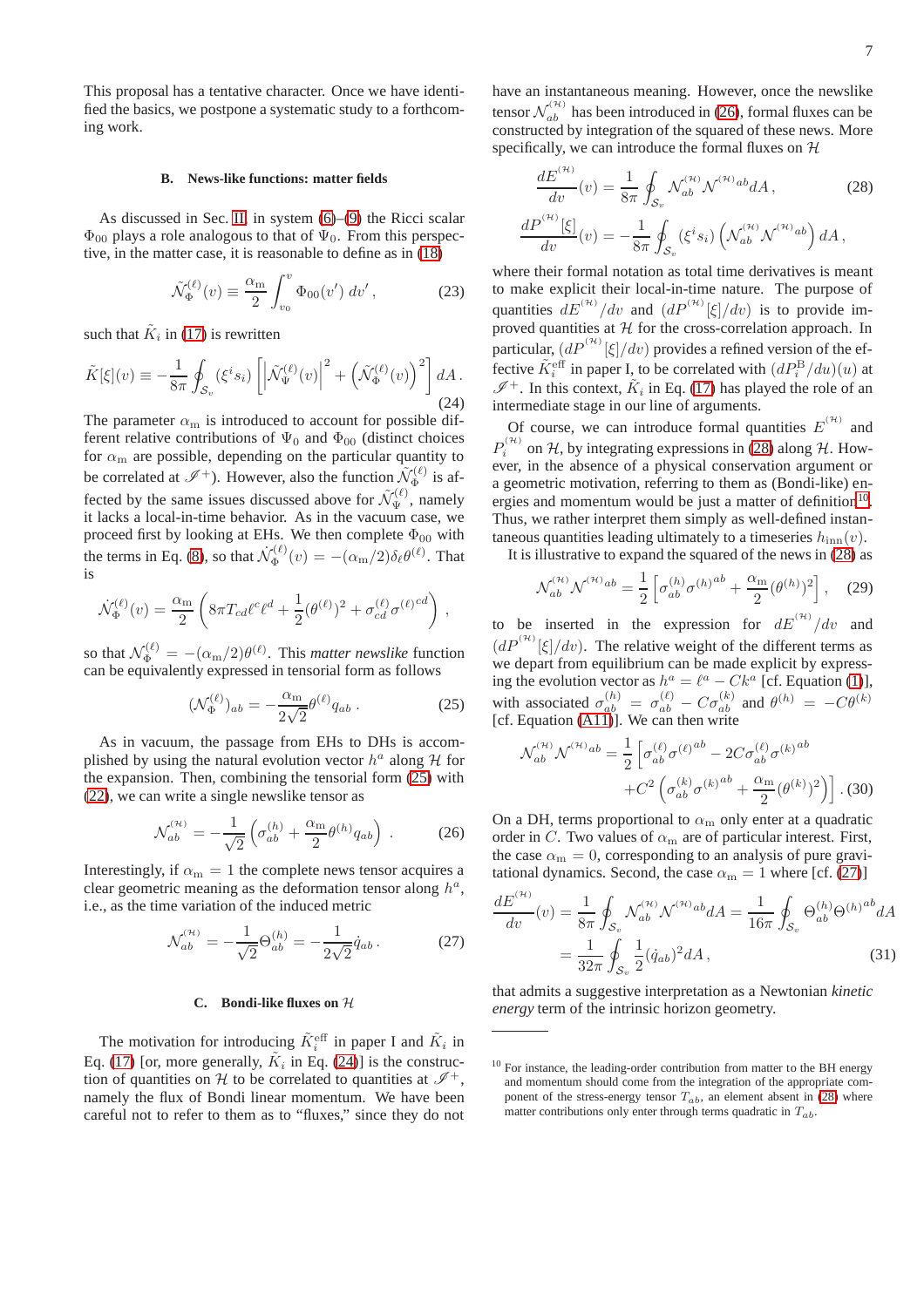This proposal has a tentative character. Once we have identified the basics, we postpone a systematic study to a forthcoming work.

### B. News-like functions: matter fields

As discussed in Sec. II, in system (6)–(9) the Ricci scalar $\Phi_{00}$ plays a role analogous to that of $\Psi_0$. From this perspective, in the matter case, it is reasonable to define as in (18)

$$\tilde{\mathcal{N}}_{\Phi}^{(\ell)}(v) \equiv \frac{\alpha_{\rm m}}{2}\int_{v_0}^{v} \Phi_{00}(v')\, dv' \,, \qquad (23)$$

such that $\tilde{K}_i$ in (17) is rewritten

$$\tilde{K}[\xi](v) \equiv -\frac{1}{8\pi}\oint_{\mathcal{S}_v} (\xi^i s_i)\left[\left|\tilde{\mathcal{N}}_{\Psi}^{(\ell)}(v)\right|^2 + \left(\tilde{\mathcal{N}}_{\Phi}^{(\ell)}(v)\right)^2\right] dA\,. \qquad (24)$$

The parameter $\alpha_{\rm m}$ is introduced to account for possible different relative contributions of $\Psi_0$ and $\Phi_{00}$ (distinct choices for $\alpha_{\rm m}$ are possible, depending on the particular quantity to be correlated at $\mathscr{I}^+$). However, also the function $\tilde{\mathcal{N}}_{\Phi}^{(\ell)}$ is affected by the same issues discussed above for $\tilde{\mathcal{N}}_{\Psi}^{(\ell)}$, namely it lacks a local-in-time behavior. As in the vacuum case, we proceed first by looking at EHs. We then complete $\Phi_{00}$ with the terms in Eq. (8), so that $\dot{\mathcal{N}}_{\Phi}^{(\ell)}(v) = -(\alpha_{\rm m}/2)\delta_\ell\theta^{(\ell)}$. That is

$$\dot{\mathcal{N}}_{\Phi}^{(\ell)}(v) = \frac{\alpha_{\rm m}}{2}\left(8\pi T_{cd}\ell^c\ell^d + \frac{1}{2}(\theta^{(\ell)})^2 + \sigma^{(\ell)}_{cd}\sigma^{(\ell)cd}\right)\,,$$

so that $\mathcal{N}_{\Phi}^{(\ell)} = -(\alpha_{\rm m}/2)\theta^{(\ell)}$. This *matter newslike* function can be equivalently expressed in tensorial form as follows

$$(\mathcal{N}_{\Phi}^{(\ell)})_{ab} = -\frac{\alpha_{\rm m}}{2\sqrt{2}}\theta^{(\ell)} q_{ab}\,. \qquad (25)$$

As in vacuum, the passage from EHs to DHs is accomplished by using the natural evolution vector $h^a$ along $\mathcal{H}$ for the expansion. Then, combining the tensorial form (25) with (22), we can write a single newslike tensor as

$$\mathcal{N}_{ab}^{(\mathcal{H})} = -\frac{1}{\sqrt{2}}\left(\sigma^{(h)}_{ab} + \frac{\alpha_{\rm m}}{2}\theta^{(h)} q_{ab}\right)\,. \qquad (26)$$

Interestingly, if $\alpha_{\rm m} = 1$ the complete news tensor acquires a clear geometric meaning as the deformation tensor along $h^a$, i.e., as the time variation of the induced metric

$$\mathcal{N}_{ab}^{(\mathcal{H})} = -\frac{1}{\sqrt{2}}\Theta^{(h)}_{ab} = -\frac{1}{2\sqrt{2}}\dot{q}_{ab}\,. \qquad (27)$$

### C. Bondi-like fluxes on $\mathcal{H}$

The motivation for introducing $\tilde{K}_i^{\rm eff}$ in paper I and $\tilde{K}_i$ in Eq. (17) [or, more generally, $\tilde{K}_i$ in Eq. (24)] is the construction of quantities on $\mathcal{H}$ to be correlated to quantities at $\mathscr{I}^+$, namely the flux of Bondi linear momentum. We have been careful not to refer to them as to "fluxes," since they do not have an instantaneous meaning. However, once the newslike tensor $\mathcal{N}_{ab}^{(\mathcal{H})}$ has been introduced in (26), formal fluxes can be constructed by integration of the squared of these news. More specifically, we can introduce the formal fluxes on $\mathcal{H}$

$$\frac{dE^{(\mathcal{H})}}{dv}(v) = \frac{1}{8\pi}\oint_{\mathcal{S}_v} \mathcal{N}_{ab}^{(\mathcal{H})}\mathcal{N}^{(\mathcal{H})ab} dA\,, \qquad (28)$$

$$\frac{dP_i^{(\mathcal{H})}[\xi]}{dv}(v) = -\frac{1}{8\pi}\oint_{\mathcal{S}_v} (\xi^i s_i)\left(\mathcal{N}_{ab}^{(\mathcal{H})}\mathcal{N}^{(\mathcal{H})ab}\right) dA\,,$$

where their formal notation as total time derivatives is meant to make explicit their local-in-time nature. The purpose of quantities $dE^{(\mathcal{H})}/dv$ and $(dP^{(\mathcal{H})}[\xi]/dv)$ is to provide improved quantities at $\mathcal{H}$ for the cross-correlation approach. In particular, $(dP^{(\mathcal{H})}[\xi]/dv)$ provides a refined version of the effective $\tilde{K}_i^{\rm eff}$ in paper I, to be correlated with $(dP_i^{\rm B}/du)(u)$ at $\mathscr{I}^+$. In this context, $\tilde{K}_i$ in Eq. (17) has played the role of an intermediate stage in our line of arguments.

Of course, we can introduce formal quantities $E^{(\mathcal{H})}$ and $P_i^{(\mathcal{H})}$ on $\mathcal{H}$, by integrating expressions in (28) along $\mathcal{H}$. However, in the absence of a physical conservation argument or a geometric motivation, referring to them as (Bondi-like) energies and momentum would be just a matter of definition[10]. Thus, we rather interpret them simply as well-defined instantaneous quantities leading ultimately to a timeseries $h_{\rm inn}(v)$.

It is illustrative to expand the squared of the news in (28) as

$$\mathcal{N}_{ab}^{(\mathcal{H})}\mathcal{N}^{(\mathcal{H})ab} = \frac{1}{2}\left[\sigma^{(h)}_{ab}\sigma^{(h)ab} + \frac{\alpha_{\rm m}}{2}(\theta^{(h)})^2\right]\,, \qquad (29)$$

to be inserted in the expression for $dE^{(\mathcal{H})}/dv$ and $(dP^{(\mathcal{H})}[\xi]/dv)$. The relative weight of the different terms as we depart from equilibrium can be made explicit by expressing the evolution vector as $h^a = \ell^a - Ck^a$ [cf. Equation (1)], with associated $\sigma^{(h)}_{ab} = \sigma^{(\ell)}_{ab} - C\sigma^{(k)}_{ab}$ and $\theta^{(h)} = -C\theta^{(k)}$ [cf. Equation (A11)]. We can then write

$$\begin{aligned}\mathcal{N}_{ab}^{(\mathcal{H})}\mathcal{N}^{(\mathcal{H})ab} = \frac{1}{2}\Big[&\sigma^{(\ell)}_{ab}\sigma^{(\ell)ab} - 2C\sigma^{(\ell)}_{ab}\sigma^{(k)ab} \\ &+ C^2\left(\sigma^{(k)}_{ab}\sigma^{(k)ab} + \frac{\alpha_{\rm m}}{2}(\theta^{(k)})^2\right)\Big]\,. \end{aligned} \qquad (30)$$

On a DH, terms proportional to $\alpha_{\rm m}$ only enter at a quadratic order in $C$. Two values of $\alpha_{\rm m}$ are of particular interest. First, the case $\alpha_{\rm m} = 0$, corresponding to an analysis of pure gravitational dynamics. Second, the case $\alpha_{\rm m} = 1$ where [cf. (27)]

$$\begin{aligned}\frac{dE^{(\mathcal{H})}}{dv}(v) &= \frac{1}{8\pi}\oint_{\mathcal{S}_v} \mathcal{N}_{ab}^{(\mathcal{H})}\mathcal{N}^{(\mathcal{H})ab} dA = \frac{1}{16\pi}\oint_{\mathcal{S}_v} \Theta^{(h)}_{ab}\Theta^{(h)ab} dA \\ &= \frac{1}{32\pi}\oint_{\mathcal{S}_v} \frac{1}{2}(\dot{q}_{ab})^2 dA\,, \end{aligned} \qquad (31)$$

that admits a suggestive interpretation as a Newtonian *kinetic energy* term of the intrinsic horizon geometry.

---

[10] For instance, the leading-order contribution from matter to the BH energy and momentum should come from the integration of the appropriate component of the stress-energy tensor $T_{ab}$, an element absent in (28) where matter contributions only enter through terms quadratic in $T_{ab}$.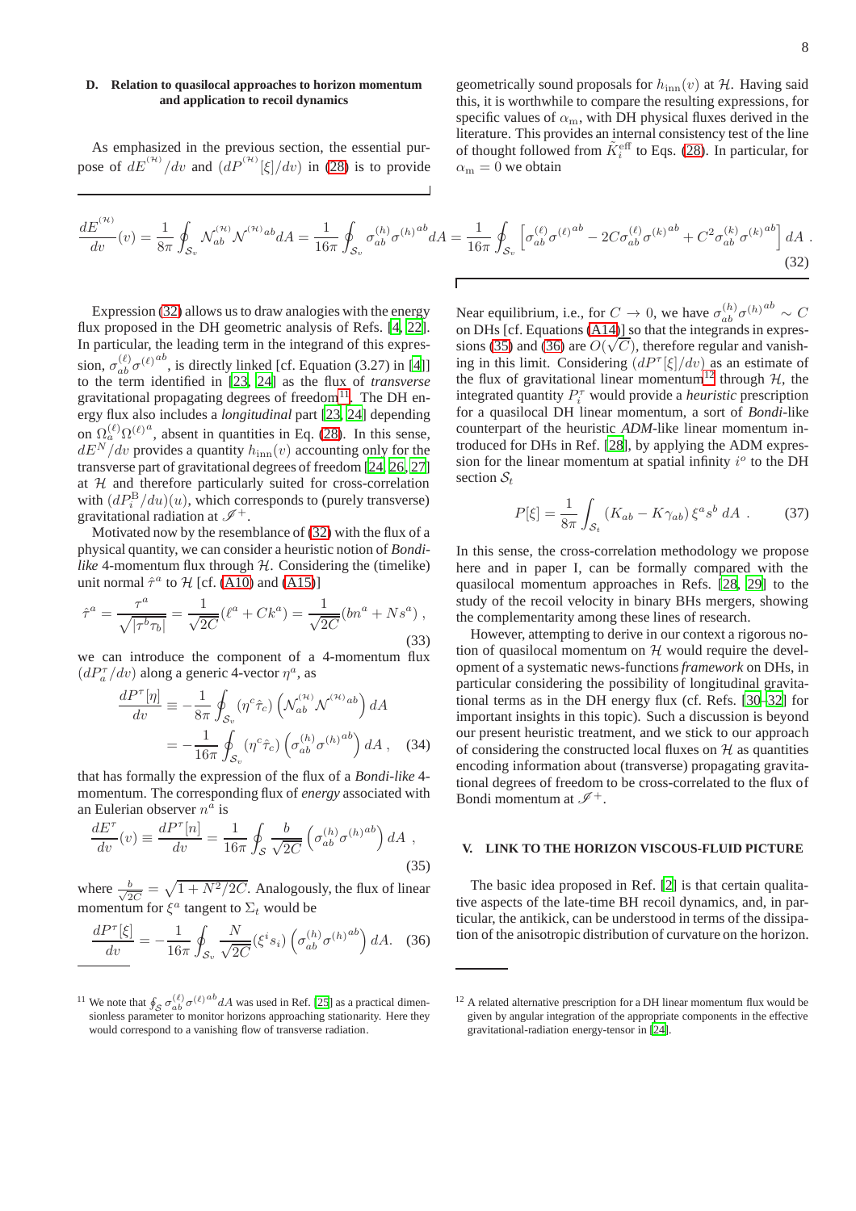### D. Relation to quasilocal approaches to horizon momentum and application to recoil dynamics

As emphasized in the previous section, the essential purpose of $dE^{(\mathcal{H})}/dv$ and $(dP^{(\mathcal{H})}[\xi]/dv)$ in (28) is to provide geometrically sound proposals for $h_{\rm inn}(v)$ at $\mathcal{H}$. Having said this, it is worthwhile to compare the resulting expressions, for specific values of $\alpha_{\rm m}$, with DH physical fluxes derived in the literature. This provides an internal consistency test of the line of thought followed from $\tilde{K}_i^{\rm eff}$ to Eqs. (28). In particular, for $\alpha_{\rm m} = 0$ we obtain

$$\frac{dE^{(\mathcal{H})}}{dv}(v) = \frac{1}{8\pi}\oint_{\mathcal{S}_v} \mathcal{N}^{(\mathcal{H})}_{ab}\mathcal{N}^{(\mathcal{H})ab} dA = \frac{1}{16\pi}\oint_{\mathcal{S}_v} \sigma^{(h)}_{ab}\sigma^{(h)ab} dA = \frac{1}{16\pi}\oint_{\mathcal{S}_v}\left[\sigma^{(\ell)}_{ab}\sigma^{(\ell)ab} - 2C\sigma^{(\ell)}_{ab}\sigma^{(k)ab} + C^2\sigma^{(k)}_{ab}\sigma^{(k)ab}\right] dA \ . \tag{32}$$

Expression (32) allows us to draw analogies with the energy flux proposed in the DH geometric analysis of Refs. [4, 22]. In particular, the leading term in the integrand of this expression, $\sigma^{(\ell)}_{ab}\sigma^{(\ell)ab}$, is directly linked [cf. Equation (3.27) in [4]] to the term identified in [23, 24] as the flux of *transverse* gravitational propagating degrees of freedom[11]. The DH energy flux also includes a *longitudinal* part [23, 24] depending on $\Omega^{(\ell)}_a\Omega^{(\ell)a}$, absent in quantities in Eq. (28). In this sense, $dE^N/dv$ provides a quantity $h_{\rm inn}(v)$ accounting only for the transverse part of gravitational degrees of freedom [24, 26, 27] at $\mathcal{H}$ and therefore particularly suited for cross-correlation with $(dP_i^{\rm B}/du)(u)$, which corresponds to (purely transverse) gravitational radiation at $\mathscr{I}^+$.

Motivated now by the resemblance of (32) with the flux of a physical quantity, we can consider a heuristic notion of *Bondi-like* 4-momentum flux through $\mathcal{H}$. Considering the (timelike) unit normal $\hat{\tau}^a$ to $\mathcal{H}$ [cf. (A10) and (A15)]

$$\hat{\tau}^a = \frac{\tau^a}{\sqrt{|\tau^b\tau_b|}} = \frac{1}{\sqrt{2C}}(\ell^a + Ck^a) = \frac{1}{\sqrt{2C}}(bn^a + Ns^a) \ , \tag{33}$$

we can introduce the component of a 4-momentum flux $(dP^\tau_a/dv)$ along a generic 4-vector $\eta^a$, as

$$\begin{aligned}\frac{dP^\tau[\eta]}{dv} &\equiv -\frac{1}{8\pi}\oint_{\mathcal{S}_v}(\eta^c\hat{\tau}_c)\left(\mathcal{N}^{(\mathcal{H})}_{ab}\mathcal{N}^{(\mathcal{H})ab}\right) dA \\ &= -\frac{1}{16\pi}\oint_{\mathcal{S}_v}(\eta^c\hat{\tau}_c)\left(\sigma^{(h)}_{ab}\sigma^{(h)ab}\right) dA \ , \end{aligned} \tag{34}$$

that has formally the expression of the flux of a *Bondi-like* 4-momentum. The corresponding flux of *energy* associated with an Eulerian observer $n^a$ is

$$\frac{dE^\tau}{dv}(v) \equiv \frac{dP^\tau[n]}{dv} = \frac{1}{16\pi}\oint_{\mathcal{S}}\frac{b}{\sqrt{2C}}\left(\sigma^{(h)}_{ab}\sigma^{(h)ab}\right) dA \ , \tag{35}$$

where $\frac{b}{\sqrt{2C}} = \sqrt{1 + N^2/2C}$. Analogously, the flux of linear momentum for $\xi^a$ tangent to $\Sigma_t$ would be

$$\frac{dP^\tau[\xi]}{dv} = -\frac{1}{16\pi}\oint_{\mathcal{S}_v}\frac{N}{\sqrt{2C}}(\xi^i s_i)\left(\sigma^{(h)}_{ab}\sigma^{(h)ab}\right) dA. \tag{36}$$

Near equilibrium, i.e., for $C \to 0$, we have $\sigma^{(h)}_{ab}\sigma^{(h)ab} \sim C$ on DHs [cf. Equations (A14)] so that the integrands in expressions (35) and (36) are $O(\sqrt{C})$, therefore regular and vanishing in this limit. Considering $(dP^\tau[\xi]/dv)$ as an estimate of the flux of gravitational linear momentum[12] through $\mathcal{H}$, the integrated quantity $P^\tau_i$ would provide a *heuristic* prescription for a quasilocal DH linear momentum, a sort of *Bondi*-like counterpart of the heuristic *ADM*-like linear momentum introduced for DHs in Ref. [28], by applying the ADM expression for the linear momentum at spatial infinity $i^o$ to the DH section $\mathcal{S}_t$

$$P[\xi] = \frac{1}{8\pi}\int_{\mathcal{S}_t}(K_{ab} - K\gamma_{ab})\,\xi^a s^b \, dA \ . \tag{37}$$

In this sense, the cross-correlation methodology we propose here and in paper I, can be formally compared with the quasilocal momentum approaches in Refs. [28, 29] to the study of the recoil velocity in binary BHs mergers, showing the complementarity among these lines of research.

However, attempting to derive in our context a rigorous notion of quasilocal momentum on $\mathcal{H}$ would require the development of a systematic news-functions *framework* on DHs, in particular considering the possibility of longitudinal gravitational terms as in the DH energy flux (cf. Refs. [30–32] for important insights in this topic). Such a discussion is beyond our present heuristic treatment, and we stick to our approach of considering the constructed local fluxes on $\mathcal{H}$ as quantities encoding information about (transverse) propagating gravitational degrees of freedom to be cross-correlated to the flux of Bondi momentum at $\mathscr{I}^+$.

## V. LINK TO THE HORIZON VISCOUS-FLUID PICTURE

The basic idea proposed in Ref. [2] is that certain qualitative aspects of the late-time BH recoil dynamics, and, in particular, the antikick, can be understood in terms of the dissipation of the anisotropic distribution of curvature on the horizon.

---

[11] We note that $\oint_{\mathcal{S}}\sigma^{(\ell)}_{ab}\sigma^{(\ell)ab}dA$ was used in Ref. [25] as a practical dimensionless parameter to monitor horizons approaching stationarity. Here they would correspond to a vanishing flow of transverse radiation.

[12] A related alternative prescription for a DH linear momentum flux would be given by angular integration of the appropriate components in the effective gravitational-radiation energy-tensor in [24].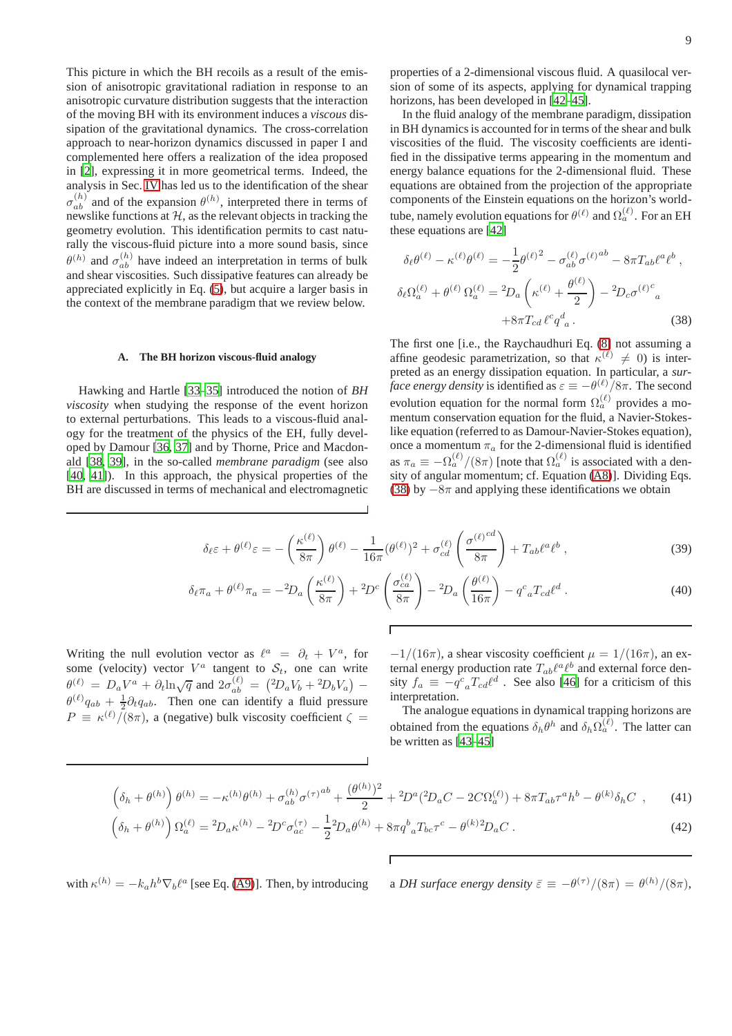This picture in which the BH recoils as a result of the emission of anisotropic gravitational radiation in response to an anisotropic curvature distribution suggests that the interaction of the moving BH with its environment induces a *viscous* dissipation of the gravitational dynamics. The cross-correlation approach to near-horizon dynamics discussed in paper I and complemented here offers a realization of the idea proposed in [2], expressing it in more geometrical terms. Indeed, the analysis in Sec. IV has led us to the identification of the shear $\sigma^{(h)}_{ab}$ and of the expansion $\theta^{(h)}$, interpreted there in terms of newslike functions at $\mathcal{H}$, as the relevant objects in tracking the geometry evolution. This identification permits to cast naturally the viscous-fluid picture into a more sound basis, since $\theta^{(h)}$ and $\sigma^{(h)}_{ab}$ have indeed an interpretation in terms of bulk and shear viscosities. Such dissipative features can already be appreciated explicitly in Eq. (5), but acquire a larger basis in the context of the membrane paradigm that we review below.

### A. The BH horizon viscous-fluid analogy

Hawking and Hartle [33–35] introduced the notion of *BH viscosity* when studying the response of the event horizon to external perturbations. This leads to a viscous-fluid analogy for the treatment of the physics of the EH, fully developed by Damour [36, 37] and by Thorne, Price and Macdonald [38, 39], in the so-called *membrane paradigm* (see also [40, 41]). In this approach, the physical properties of the BH are discussed in terms of mechanical and electromagnetic properties of a 2-dimensional viscous fluid. A quasilocal version of some of its aspects, applying for dynamical trapping horizons, has been developed in [42–45].

In the fluid analogy of the membrane paradigm, dissipation in BH dynamics is accounted for in terms of the shear and bulk viscosities of the fluid. The viscosity coefficients are identified in the dissipative terms appearing in the momentum and energy balance equations for the 2-dimensional fluid. These equations are obtained from the projection of the appropriate components of the Einstein equations on the horizon's worldtube, namely evolution equations for $\theta^{(\ell)}$ and $\Omega^{(\ell)}_a$. For an EH these equations are [42]

$$
\begin{aligned}
\delta_\ell \theta^{(\ell)} - \kappa^{(\ell)}\theta^{(\ell)} &= -\frac{1}{2}{\theta^{(\ell)}}^2 - \sigma^{(\ell)}_{ab}{\sigma^{(\ell)}}^{ab} - 8\pi T_{ab}\ell^a\ell^b \,, \\
\delta_\ell \Omega^{(\ell)}_a + \theta^{(\ell)}\,\Omega^{(\ell)}_a &= {}^2\!D_a\left(\kappa^{(\ell)} + \frac{\theta^{(\ell)}}{2}\right) - {}^2\!D_c{\sigma^{(\ell)}}^c{}_a \\
&\quad + 8\pi T_{cd}\,\ell^c q^d{}_a \,.
\end{aligned}
\tag{38}
$$

The first one [i.e., the Raychaudhuri Eq. (8) not assuming a affine geodesic parametrization, so that $\kappa^{(\ell)} \neq 0$) is interpreted as an energy dissipation equation. In particular, a *surface energy density* is identified as $\varepsilon \equiv -\theta^{(\ell)}/8\pi$. The second evolution equation for the normal form $\Omega^{(\ell)}_a$ provides a momentum conservation equation for the fluid, a Navier-Stokes-like equation (referred to as Damour-Navier-Stokes equation), once a momentum $\pi_a$ for the 2-dimensional fluid is identified as $\pi_a \equiv -\Omega^{(\ell)}_a/(8\pi)$ [note that $\Omega^{(\ell)}_a$ is associated with a density of angular momentum; cf. Equation (A8)]. Dividing Eqs. (38) by $-8\pi$ and applying these identifications we obtain

$$
\delta_\ell \varepsilon + \theta^{(\ell)}\varepsilon = -\left(\frac{\kappa^{(\ell)}}{8\pi}\right)\theta^{(\ell)} - \frac{1}{16\pi}(\theta^{(\ell)})^2 + \sigma^{(\ell)}_{cd}\left(\frac{{\sigma^{(\ell)}}^{cd}}{8\pi}\right) + T_{ab}\ell^a\ell^b \,,
\tag{39}
$$

$$
\delta_\ell \pi_a + \theta^{(\ell)}\pi_a = -{}^2\!D_a\left(\frac{\kappa^{(\ell)}}{8\pi}\right) + {}^2\!D^c\left(\frac{\sigma^{(\ell)}_{ca}}{8\pi}\right) - {}^2\!D_a\left(\frac{\theta^{(\ell)}}{16\pi}\right) - q^c{}_a T_{cd}\ell^d \,.
\tag{40}
$$

Writing the null evolution vector as $\ell^a = \partial_t + V^a$, for some (velocity) vector $V^a$ tangent to $\mathcal{S}_t$, one can write $\theta^{(\ell)} = D_a V^a + \partial_t \ln\sqrt{q}$ and $2\sigma^{(\ell)}_{ab} = \left({}^2\!D_a V_b + {}^2\!D_b V_a\right) - \theta^{(\ell)} q_{ab} + \frac{1}{2}\partial_t q_{ab}$. Then one can identify a fluid pressure $P \equiv \kappa^{(\ell)}/(8\pi)$, a (negative) bulk viscosity coefficient $\zeta = -1/(16\pi)$, a shear viscosity coefficient $\mu = 1/(16\pi)$, an external energy production rate $T_{ab}\ell^a\ell^b$ and external force density $f_a \equiv -q^c{}_a T_{cd}\ell^d$ . See also [46] for a criticism of this interpretation.

The analogue equations in dynamical trapping horizons are obtained from the equations $\delta_h\theta^h$ and $\delta_h\Omega^{(\ell)}_a$. The latter can be written as [43–45]

$$
\left(\delta_h + \theta^{(h)}\right)\theta^{(h)} = -\kappa^{(h)}\theta^{(h)} + \sigma^{(h)}_{ab}{\sigma^{(\tau)}}^{ab} + \frac{(\theta^{(h)})^2}{2} + {}^2\!D^a({}^2\!D_a C - 2C\Omega^{(\ell)}_a) + 8\pi T_{ab}\tau^a h^b - \theta^{(k)}\delta_h C \;\;,
\tag{41}
$$

$$
\left(\delta_h + \theta^{(h)}\right)\Omega^{(\ell)}_a = {}^2\!D_a\kappa^{(h)} - {}^2\!D^c\sigma^{(\tau)}_{ac} - \frac{1}{2}{}^2\!D_a\theta^{(h)} + 8\pi q^b{}_a T_{bc}\tau^c - \theta^{(k)}\,{}^2\!D_a C \,.
\tag{42}
$$

with $\kappa^{(h)} = -k_a h^b \nabla_b \ell^a$ [see Eq. (A9)]. Then, by introducing a *DH surface energy density* $\bar{\varepsilon} \equiv -\theta^{(\tau)}/(8\pi) = \theta^{(h)}/(8\pi)$,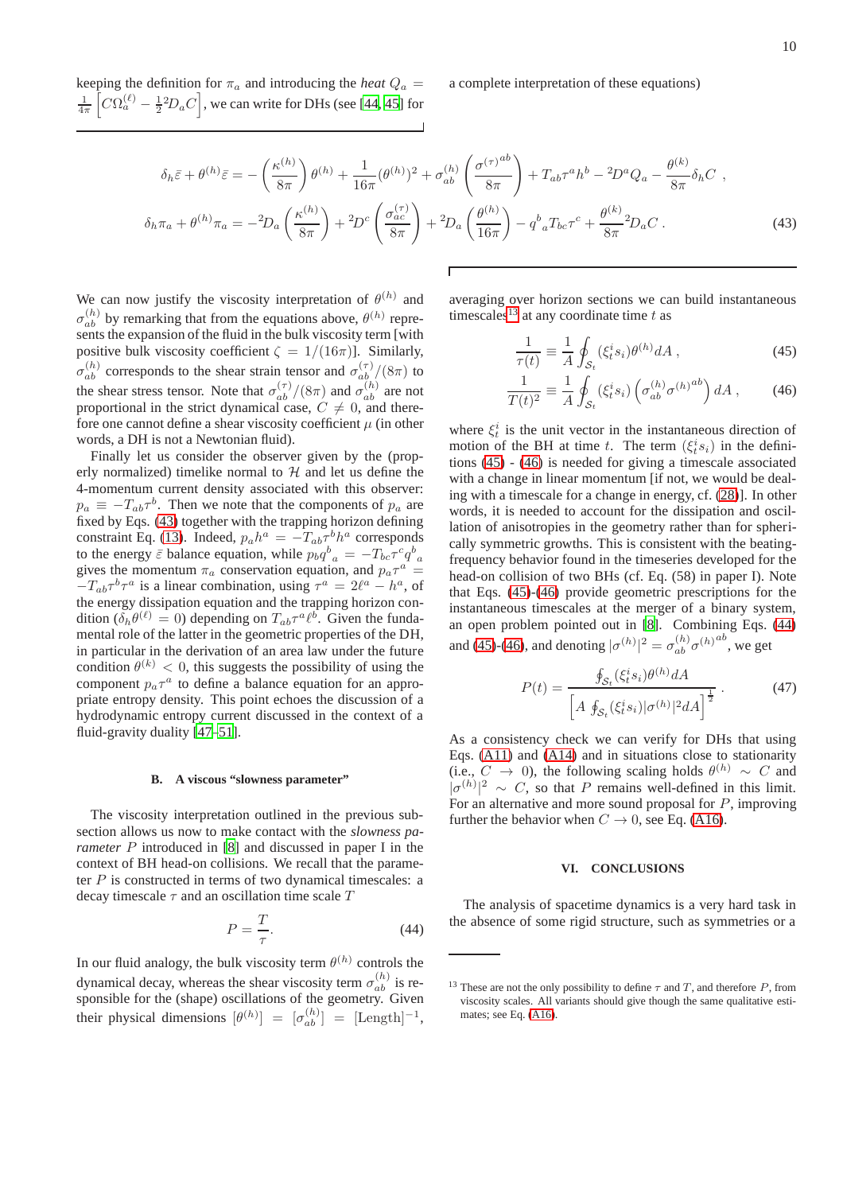keeping the definition for $\pi_a$ and introducing the *heat* $Q_a = \frac{1}{4\pi}\left[C\Omega_a^{(\ell)} - \frac{1}{2}{}^2D_a C\right]$, we can write for DHs (see [44, 45] for a complete interpretation of these equations)

$$
\begin{aligned}
\delta_h \bar{\varepsilon} + \theta^{(h)}\bar{\varepsilon} &= -\left(\frac{\kappa^{(h)}}{8\pi}\right)\theta^{(h)} + \frac{1}{16\pi}(\theta^{(h)})^2 + \sigma^{(h)}_{ab}\left(\frac{\sigma^{(\tau)}{}^{ab}}{8\pi}\right) + T_{ab}\tau^a h^b - {}^2D^a Q_a - \frac{\theta^{(k)}}{8\pi}\delta_h C \ , \\
\delta_h \pi_a + \theta^{(h)}\pi_a &= -{}^2D_a\left(\frac{\kappa^{(h)}}{8\pi}\right) + {}^2D^c\left(\frac{\sigma^{(\tau)}_{ac}}{8\pi}\right) + {}^2D_a\left(\frac{\theta^{(h)}}{16\pi}\right) - q^b{}_a T_{bc}\tau^c + \frac{\theta^{(k)}}{8\pi}{}^2D_a C \ .
\end{aligned} \tag{43}
$$

We can now justify the viscosity interpretation of $\theta^{(h)}$ and $\sigma^{(h)}_{ab}$ by remarking that from the equations above, $\theta^{(h)}$ represents the expansion of the fluid in the bulk viscosity term [with positive bulk viscosity coefficient $\zeta = 1/(16\pi)$]. Similarly, $\sigma^{(h)}_{ab}$ corresponds to the shear strain tensor and $\sigma^{(\tau)}_{ab}/(8\pi)$ to the shear stress tensor. Note that $\sigma^{(\tau)}_{ab}/(8\pi)$ and $\sigma^{(h)}_{ab}$ are not proportional in the strict dynamical case, $C \neq 0$, and therefore one cannot define a shear viscosity coefficient $\mu$ (in other words, a DH is not a Newtonian fluid).

Finally let us consider the observer given by the (properly normalized) timelike normal to $\mathcal{H}$ and let us define the 4-momentum current density associated with this observer: $p_a \equiv -T_{ab}\tau^b$. Then we note that the components of $p_a$ are fixed by Eqs. (43) together with the trapping horizon defining constraint Eq. (13). Indeed, $p_a h^a = -T_{ab}\tau^b h^a$ corresponds to the energy $\bar{\varepsilon}$ balance equation, while $p_b q^b{}_a = -T_{bc}\tau^c q^b{}_a$ gives the momentum $\pi_a$ conservation equation, and $p_a\tau^a = -T_{ab}\tau^b\tau^a$ is a linear combination, using $\tau^a = 2\ell^a - h^a$, of the energy dissipation equation and the trapping horizon condition ($\delta_h\theta^{(\ell)} = 0$) depending on $T_{ab}\tau^a\ell^b$. Given the fundamental role of the latter in the derivation of an area law under the future condition $\theta^{(k)} < 0$, this suggests the possibility of using the component $p_a\tau^a$ to define a balance equation for an appropriate entropy density. This point echoes the discussion of a hydrodynamic entropy current discussed in the context of a fluid-gravity duality [47–51].

### B. A viscous "slowness parameter"

The viscosity interpretation outlined in the previous subsection allows us now to make contact with the *slowness parameter* $P$ introduced in [8] and discussed in paper I in the context of BH head-on collisions. We recall that the parameter $P$ is constructed in terms of two dynamical timescales: a decay timescale $\tau$ and an oscillation time scale $T$

$$
P = \frac{T}{\tau}. \tag{44}
$$

In our fluid analogy, the bulk viscosity term $\theta^{(h)}$ controls the dynamical decay, whereas the shear viscosity term $\sigma^{(h)}_{ab}$ is responsible for the (shape) oscillations of the geometry. Given their physical dimensions $[\theta^{(h)}] = [\sigma^{(h)}_{ab}] = [\text{Length}]^{-1}$, averaging over horizon sections we can build instantaneous timescales[13] at any coordinate time $t$ as

$$
\frac{1}{\tau(t)} \equiv \frac{1}{A}\oint_{\mathcal{S}_t}(\xi^i_t s_i)\theta^{(h)}dA \ , \tag{45}
$$

$$
\frac{1}{T(t)^2} \equiv \frac{1}{A}\oint_{\mathcal{S}_t}(\xi^i_t s_i)\left(\sigma^{(h)}_{ab}\sigma^{(h)ab}\right)dA \ , \tag{46}
$$

where $\xi^i_t$ is the unit vector in the instantaneous direction of motion of the BH at time $t$. The term $(\xi^i_t s_i)$ in the definitions (45) - (46) is needed for giving a timescale associated with a change in linear momentum [if not, we would be dealing with a timescale for a change in energy, cf. (28)]. In other words, it is needed to account for the dissipation and oscillation of anisotropies in the geometry rather than for spherically symmetric growths. This is consistent with the beating-frequency behavior found in the timeseries developed for the head-on collision of two BHs (cf. Eq. (58) in paper I). Note that Eqs. (45)-(46) provide geometric prescriptions for the instantaneous timescales at the merger of a binary system, an open problem pointed out in [8]. Combining Eqs. (44) and (45)-(46), and denoting $|\sigma^{(h)}|^2 = \sigma^{(h)}_{ab}\sigma^{(h)ab}$, we get

$$
P(t) = \frac{\oint_{\mathcal{S}_t}(\xi^i_t s_i)\theta^{(h)}dA}{\left[A\oint_{\mathcal{S}_t}(\xi^i_t s_i)|\sigma^{(h)}|^2 dA\right]^{\frac{1}{2}}} \ . \tag{47}
$$

As a consistency check we can verify for DHs that using Eqs. (A11) and (A14) and in situations close to stationarity (i.e., $C \to 0$), the following scaling holds $\theta^{(h)} \sim C$ and $|\sigma^{(h)}|^2 \sim C$, so that $P$ remains well-defined in this limit. For an alternative and more sound proposal for $P$, improving further the behavior when $C \to 0$, see Eq. (A16).

## VI. CONCLUSIONS

The analysis of spacetime dynamics is a very hard task in the absence of some rigid structure, such as symmetries or a

---

[13] These are not the only possibility to define $\tau$ and $T$, and therefore $P$, from viscosity scales. All variants should give though the same qualitative estimates; see Eq. (A16).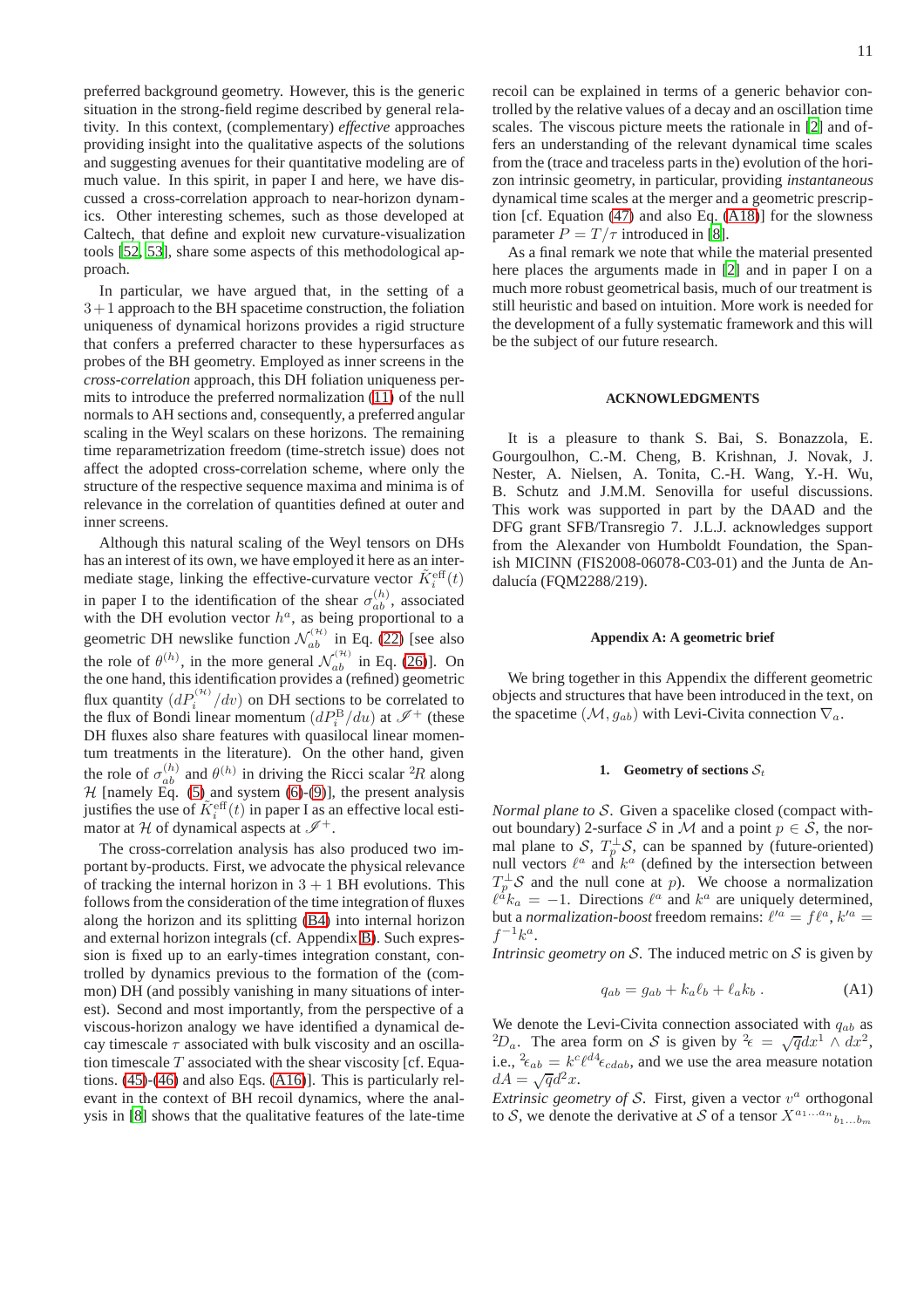preferred background geometry. However, this is the generic situation in the strong-field regime described by general relativity. In this context, (complementary) *effective* approaches providing insight into the qualitative aspects of the solutions and suggesting avenues for their quantitative modeling are of much value. In this spirit, in paper I and here, we have discussed a cross-correlation approach to near-horizon dynamics. Other interesting schemes, such as those developed at Caltech, that define and exploit new curvature-visualization tools [52, 53], share some aspects of this methodological approach.

In particular, we have argued that, in the setting of a $3+1$ approach to the BH spacetime construction, the foliation uniqueness of dynamical horizons provides a rigid structure that confers a preferred character to these hypersurfaces as probes of the BH geometry. Employed as inner screens in the *cross-correlation* approach, this DH foliation uniqueness permits to introduce the preferred normalization (11) of the null normals to AH sections and, consequently, a preferred angular scaling in the Weyl scalars on these horizons. The remaining time reparametrization freedom (time-stretch issue) does not affect the adopted cross-correlation scheme, where only the structure of the respective sequence maxima and minima is of relevance in the correlation of quantities defined at outer and inner screens.

Although this natural scaling of the Weyl tensors on DHs has an interest of its own, we have employed it here as an intermediate stage, linking the effective-curvature vector $\tilde{K}_i^{\mathrm{eff}}(t)$ in paper I to the identification of the shear $\sigma_{ab}^{(h)}$, associated with the DH evolution vector $h^a$, as being proportional to a geometric DH newslike function $\mathcal{N}_{ab}^{(\mathcal{H})}$ in Eq. (22) [see also the role of $\theta^{(h)}$, in the more general $\mathcal{N}_{ab}^{(\mathcal{H})}$ in Eq. (26)]. On the one hand, this identification provides a (refined) geometric flux quantity $(dP_i^{(\mathcal{H})}/dv)$ on DH sections to be correlated to the flux of Bondi linear momentum $(dP_i^{\mathrm{B}}/du)$ at $\mathscr{I}^+$ (these DH fluxes also share features with quasilocal linear momentum treatments in the literature). On the other hand, given the role of $\sigma_{ab}^{(h)}$ and $\theta^{(h)}$ in driving the Ricci scalar ${}^2\!R$ along $\mathcal{H}$ [namely Eq. (5) and system (6)-(9)], the present analysis justifies the use of $\tilde{K}_i^{\mathrm{eff}}(t)$ in paper I as an effective local estimator at $\mathcal{H}$ of dynamical aspects at $\mathscr{I}^+$.

The cross-correlation analysis has also produced two important by-products. First, we advocate the physical relevance of tracking the internal horizon in $3+1$ BH evolutions. This follows from the consideration of the time integration of fluxes along the horizon and its splitting (B4) into internal horizon and external horizon integrals (cf. Appendix B). Such expression is fixed up to an early-times integration constant, controlled by dynamics previous to the formation of the (common) DH (and possibly vanishing in many situations of interest). Second and most importantly, from the perspective of a viscous-horizon analogy we have identified a dynamical decay timescale $\tau$ associated with bulk viscosity and an oscillation timescale $T$ associated with the shear viscosity [cf. Equations. (45)-(46) and also Eqs. (A16)]. This is particularly relevant in the context of BH recoil dynamics, where the analysis in [8] shows that the qualitative features of the late-time recoil can be explained in terms of a generic behavior controlled by the relative values of a decay and an oscillation time scales. The viscous picture meets the rationale in [2] and offers an understanding of the relevant dynamical time scales from the (trace and traceless parts in the) evolution of the horizon intrinsic geometry, in particular, providing *instantaneous* dynamical time scales at the merger and a geometric prescription [cf. Equation (47) and also Eq. (A18)] for the slowness parameter $P = T/\tau$ introduced in [8].

As a final remark we note that while the material presented here places the arguments made in [2] and in paper I on a much more robust geometrical basis, much of our treatment is still heuristic and based on intuition. More work is needed for the development of a fully systematic framework and this will be the subject of our future research.

## ACKNOWLEDGMENTS

It is a pleasure to thank S. Bai, S. Bonazzola, E. Gourgoulhon, C.-M. Cheng, B. Krishnan, J. Novak, J. Nester, A. Nielsen, A. Tonita, C.-H. Wang, Y.-H. Wu, B. Schutz and J.M.M. Senovilla for useful discussions. This work was supported in part by the DAAD and the DFG grant SFB/Transregio 7. J.L.J. acknowledges support from the Alexander von Humboldt Foundation, the Spanish MICINN (FIS2008-06078-C03-01) and the Junta de Andalucía (FQM2288/219).

## Appendix A: A geometric brief

We bring together in this Appendix the different geometric objects and structures that have been introduced in the text, on the spacetime $(\mathcal{M}, g_{ab})$ with Levi-Civita connection $\nabla_a$.

### 1. Geometry of sections $\mathcal{S}_t$

*Normal plane to $\mathcal{S}$.* Given a spacelike closed (compact without boundary) 2-surface $\mathcal{S}$ in $\mathcal{M}$ and a point $p \in \mathcal{S}$, the normal plane to $\mathcal{S}$, $T_p^\perp \mathcal{S}$, can be spanned by (future-oriented) null vectors $\ell^a$ and $k^a$ (defined by the intersection between $T_p^\perp \mathcal{S}$ and the null cone at $p$). We choose a normalization $\ell^a k_a = -1$. Directions $\ell^a$ and $k^a$ are uniquely determined, but a *normalization-boost* freedom remains: $\ell'^a = f\ell^a$, $k'^a = f^{-1}k^a$.

*Intrinsic geometry on $\mathcal{S}$.* The induced metric on $\mathcal{S}$ is given by

$$
q_{ab} = g_{ab} + k_a \ell_b + \ell_a k_b \; . \tag{A1}
$$

We denote the Levi-Civita connection associated with $q_{ab}$ as ${}^2\!D_a$. The area form on $\mathcal{S}$ is given by ${}^2\epsilon = \sqrt{q}dx^1 \wedge dx^2$, i.e., ${}^2\epsilon_{ab} = k^c \ell^d \, {}^4\epsilon_{cdab}$, and we use the area measure notation $dA = \sqrt{q}d^2x$.

*Extrinsic geometry of $\mathcal{S}$.* First, given a vector $v^a$ orthogonal to $\mathcal{S}$, we denote the derivative at $\mathcal{S}$ of a tensor $X^{a_1 \ldots a_n}{}_{b_1 \ldots b_m}$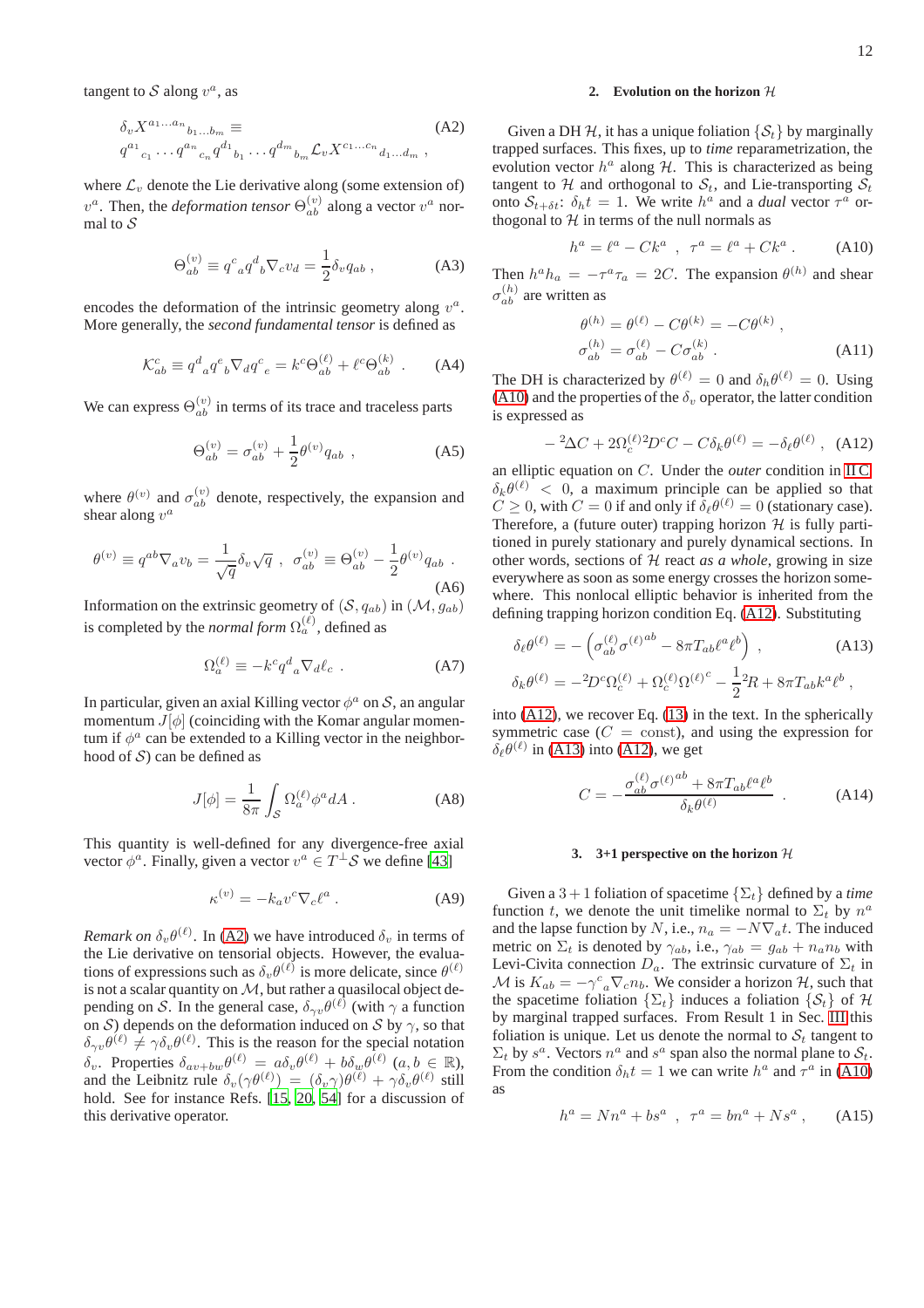tangent to $\mathcal{S}$ along $v^a$, as

$$\delta_v X^{a_1 \ldots a_n}{}_{b_1 \ldots b_m} \equiv q^{a_1}{}_{c_1} \cdots q^{a_n}{}_{c_n} q^{d_1}{}_{b_1} \cdots q^{d_m}{}_{b_m} \mathcal{L}_v X^{c_1 \ldots c_n}{}_{d_1 \ldots d_m} \ , \quad \text{(A2)}$$

where $\mathcal{L}_v$ denote the Lie derivative along (some extension of) $v^a$. Then, the *deformation tensor* $\Theta^{(v)}_{ab}$ along a vector $v^a$ normal to $\mathcal{S}$

$$\Theta^{(v)}_{ab} \equiv q^c{}_a q^d{}_b \nabla_c v_d = \frac{1}{2}\delta_v q_{ab} \ , \quad \text{(A3)}$$

encodes the deformation of the intrinsic geometry along $v^a$. More generally, the *second fundamental tensor* is defined as

$$\mathcal{K}^c_{ab} \equiv q^d{}_a q^e{}_b \nabla_d q^c{}_e = k^c \Theta^{(\ell)}_{ab} + \ell^c \Theta^{(k)}_{ab} \ . \quad \text{(A4)}$$

We can express $\Theta^{(v)}_{ab}$ in terms of its trace and traceless parts

$$\Theta^{(v)}_{ab} = \sigma^{(v)}_{ab} + \frac{1}{2}\theta^{(v)} q_{ab} \ , \quad \text{(A5)}$$

where $\theta^{(v)}$ and $\sigma^{(v)}_{ab}$ denote, respectively, the expansion and shear along $v^a$

$$\theta^{(v)} \equiv q^{ab}\nabla_a v_b = \frac{1}{\sqrt{q}}\delta_v \sqrt{q} \ , \ \ \sigma^{(v)}_{ab} \equiv \Theta^{(v)}_{ab} - \frac{1}{2}\theta^{(v)} q_{ab} \ . \quad \text{(A6)}$$

Information on the extrinsic geometry of $(\mathcal{S}, q_{ab})$ in $(\mathcal{M}, g_{ab})$ is completed by the *normal form* $\Omega^{(\ell)}_a$, defined as

$$\Omega^{(\ell)}_a \equiv -k^c q^d{}_a \nabla_d \ell_c \ . \quad \text{(A7)}$$

In particular, given an axial Killing vector $\phi^a$ on $\mathcal{S}$, an angular momentum $J[\phi]$ (coinciding with the Komar angular momentum if $\phi^a$ can be extended to a Killing vector in the neighborhood of $\mathcal{S}$) can be defined as

$$J[\phi] = \frac{1}{8\pi}\int_{\mathcal{S}} \Omega^{(\ell)}_a \phi^a dA \ . \quad \text{(A8)}$$

This quantity is well-defined for any divergence-free axial vector $\phi^a$. Finally, given a vector $v^a \in T^\perp \mathcal{S}$ we define [43]

$$\kappa^{(v)} = -k_a v^c \nabla_c \ell^a \ . \quad \text{(A9)}$$

*Remark on* $\delta_v \theta^{(\ell)}$. In (A2) we have introduced $\delta_v$ in terms of the Lie derivative on tensorial objects. However, the evaluations of expressions such as $\delta_v \theta^{(\ell)}$ is more delicate, since $\theta^{(\ell)}$ is not a scalar quantity on $\mathcal{M}$, but rather a quasilocal object depending on $\mathcal{S}$. In the general case, $\delta_{\gamma v}\theta^{(\ell)}$ (with $\gamma$ a function on $\mathcal{S}$) depends on the deformation induced on $\mathcal{S}$ by $\gamma$, so that $\delta_{\gamma v}\theta^{(\ell)} \neq \gamma \delta_v \theta^{(\ell)}$. This is the reason for the special notation $\delta_v$. Properties $\delta_{av+bw}\theta^{(\ell)} = a\delta_v\theta^{(\ell)} + b\delta_w\theta^{(\ell)}$ $(a, b \in \mathbb{R})$, and the Leibnitz rule $\delta_v(\gamma\theta^{(\ell)}) = (\delta_v\gamma)\theta^{(\ell)} + \gamma\delta_v\theta^{(\ell)}$ still hold. See for instance Refs. [15, 20, 54] for a discussion of this derivative operator.

### 2. Evolution on the horizon $\mathcal{H}$

Given a DH $\mathcal{H}$, it has a unique foliation $\{\mathcal{S}_t\}$ by marginally trapped surfaces. This fixes, up to *time* reparametrization, the evolution vector $h^a$ along $\mathcal{H}$. This is characterized as being tangent to $\mathcal{H}$ and orthogonal to $\mathcal{S}_t$, and Lie-transporting $\mathcal{S}_t$ onto $\mathcal{S}_{t+\delta t}$: $\delta_h t = 1$. We write $h^a$ and a *dual* vector $\tau^a$ orthogonal to $\mathcal{H}$ in terms of the null normals as

$$h^a = \ell^a - Ck^a \ , \ \ \tau^a = \ell^a + Ck^a \ . \quad \text{(A10)}$$

Then $h^a h_a = -\tau^a \tau_a = 2C$. The expansion $\theta^{(h)}$ and shear $\sigma^{(h)}_{ab}$ are written as

$$\theta^{(h)} = \theta^{(\ell)} - C\theta^{(k)} = -C\theta^{(k)} \ ,$$
$$\sigma^{(h)}_{ab} = \sigma^{(\ell)}_{ab} - C\sigma^{(k)}_{ab} \ . \quad \text{(A11)}$$

The DH is characterized by $\theta^{(\ell)} = 0$ and $\delta_h \theta^{(\ell)} = 0$. Using (A10) and the properties of the $\delta_v$ operator, the latter condition is expressed as

$$-{}^2\Delta C + 2\Omega^{(\ell)}_c {}^2D^c C - C\delta_k \theta^{(\ell)} = -\delta_\ell \theta^{(\ell)} \ , \quad \text{(A12)}$$

an elliptic equation on $C$. Under the *outer* condition in II C, $\delta_k \theta^{(\ell)} < 0$, a maximum principle can be applied so that $C \geq 0$, with $C = 0$ if and only if $\delta_\ell \theta^{(\ell)} = 0$ (stationary case). Therefore, a (future outer) trapping horizon $\mathcal{H}$ is fully partitioned in purely stationary and purely dynamical sections. In other words, sections of $\mathcal{H}$ react *as a whole*, growing in size everywhere as soon as some energy crosses the horizon somewhere. This nonlocal elliptic behavior is inherited from the defining trapping horizon condition Eq. (A12). Substituting

$$\delta_\ell \theta^{(\ell)} = -\left(\sigma^{(\ell)}_{ab}\sigma^{(\ell)ab} - 8\pi T_{ab}\ell^a \ell^b\right) \ , \quad \text{(A13)}$$
$$\delta_k \theta^{(\ell)} = -{}^2D^c \Omega^{(\ell)}_c + \Omega^{(\ell)}_c \Omega^{(\ell)^c} - \frac{1}{2}{}^2R + 8\pi T_{ab}k^a \ell^b \ ,$$

into (A12), we recover Eq. (13) in the text. In the spherically symmetric case ($C = \text{const}$), and using the expression for $\delta_\ell \theta^{(\ell)}$ in (A13) into (A12), we get

$$C = -\frac{\sigma^{(\ell)}_{ab}\sigma^{(\ell)ab} + 8\pi T_{ab}\ell^a \ell^b}{\delta_k \theta^{(\ell)}} \ . \quad \text{(A14)}$$

### 3. 3+1 perspective on the horizon $\mathcal{H}$

Given a $3+1$ foliation of spacetime $\{\Sigma_t\}$ defined by a *time* function $t$, we denote the unit timelike normal to $\Sigma_t$ by $n^a$ and the lapse function by $N$, i.e., $n_a = -N\nabla_a t$. The induced metric on $\Sigma_t$ is denoted by $\gamma_{ab}$, i.e., $\gamma_{ab} = g_{ab} + n_a n_b$ with Levi-Civita connection $D_a$. The extrinsic curvature of $\Sigma_t$ in $\mathcal{M}$ is $K_{ab} = -\gamma^c{}_a \nabla_c n_b$. We consider a horizon $\mathcal{H}$, such that the spacetime foliation $\{\Sigma_t\}$ induces a foliation $\{\mathcal{S}_t\}$ of $\mathcal{H}$ by marginal trapped surfaces. From Result 1 in Sec. III this foliation is unique. Let us denote the normal to $\mathcal{S}_t$ tangent to $\Sigma_t$ by $s^a$. Vectors $n^a$ and $s^a$ span also the normal plane to $\mathcal{S}_t$. From the condition $\delta_h t = 1$ we can write $h^a$ and $\tau^a$ in (A10) as

$$h^a = Nn^a + bs^a \ , \ \ \tau^a = bn^a + Ns^a \ , \quad \text{(A15)}$$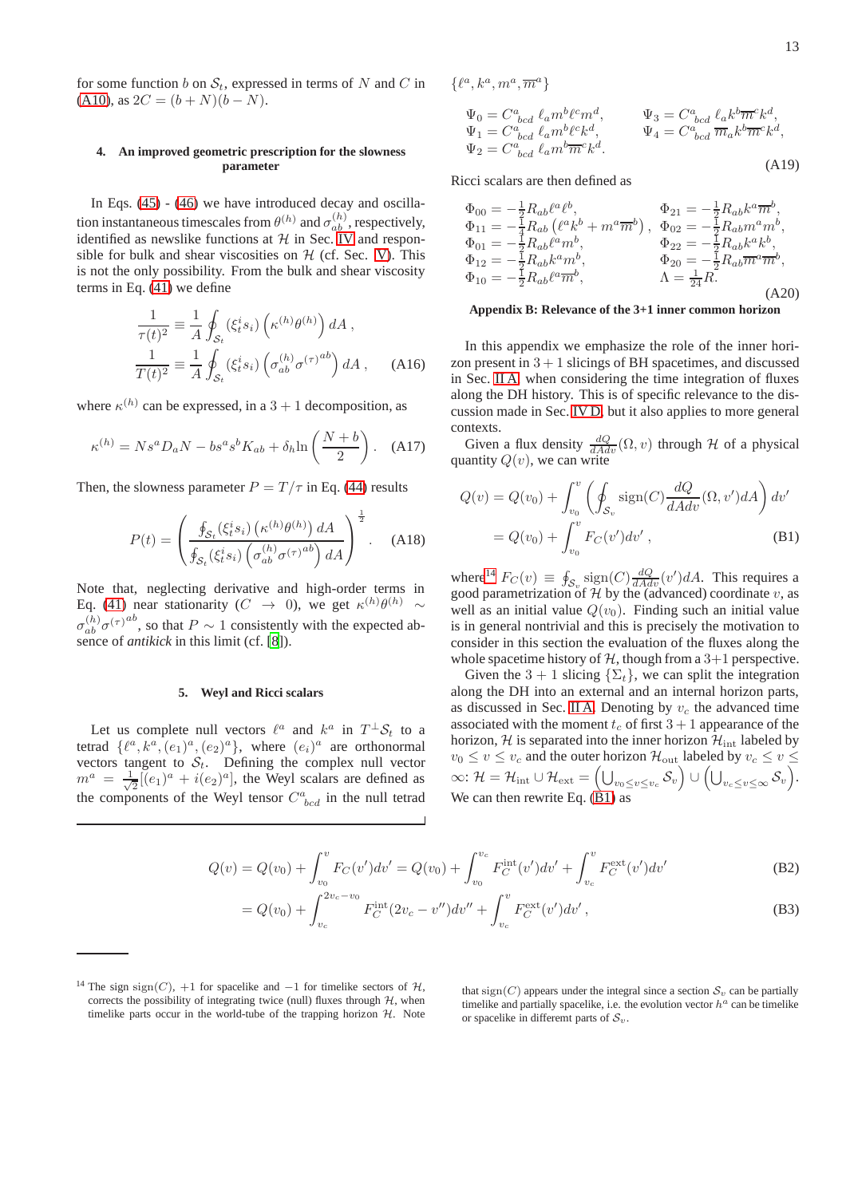for some function $b$ on $\mathcal{S}_t$, expressed in terms of $N$ and $C$ in (A10), as $2C = (b+N)(b-N)$.

#### 4. An improved geometric prescription for the slowness parameter

In Eqs. (45) - (46) we have introduced decay and oscillation instantaneous timescales from $\theta^{(h)}$ and $\sigma^{(h)}_{ab}$, respectively, identified as newslike functions at $\mathcal{H}$ in Sec. IV and responsible for bulk and shear viscosities on $\mathcal{H}$ (cf. Sec. V). This is not the only possibility. From the bulk and shear viscosity terms in Eq. (41) we define

$$
\begin{aligned}
\frac{1}{\tau(t)^2} &\equiv \frac{1}{A}\oint_{\mathcal{S}_t} (\xi^i_t s_i)\left(\kappa^{(h)}\theta^{(h)}\right) dA \ , \\
\frac{1}{T(t)^2} &\equiv \frac{1}{A}\oint_{\mathcal{S}_t} (\xi^i_t s_i)\left(\sigma^{(h)}_{ab}\sigma^{(\tau)^{ab}}\right) dA \ ,
\end{aligned}
\tag{A16}
$$

where $\kappa^{(h)}$ can be expressed, in a $3+1$ decomposition, as

$$
\kappa^{(h)} = N s^a D_a N - b s^a s^b K_{ab} + \delta_h \ln\left(\frac{N+b}{2}\right) . \tag{A17}
$$

Then, the slowness parameter $P = T/\tau$ in Eq. (44) results

$$
P(t) = \left( \frac{\oint_{\mathcal{S}_t} (\xi^i_t s_i)\left(\kappa^{(h)}\theta^{(h)}\right) dA}{\oint_{\mathcal{S}_t} (\xi^i_t s_i)\left(\sigma^{(h)}_{ab}\sigma^{(\tau)^{ab}}\right) dA} \right)^{\frac{1}{2}} . \tag{A18}
$$

Note that, neglecting derivative and high-order terms in Eq. (41) near stationarity ($C \to 0$), we get $\kappa^{(h)}\theta^{(h)} \sim \sigma^{(h)}_{ab}\sigma^{(\tau)^{ab}}$, so that $P \sim 1$ consistently with the expected absence of *antikick* in this limit (cf. [8]).

#### 5. Weyl and Ricci scalars

Let us complete null vectors $\ell^a$ and $k^a$ in $T^\perp\mathcal{S}_t$ to a tetrad $\{\ell^a, k^a, (e_1)^a, (e_2)^a\}$, where $(e_i)^a$ are orthonormal vectors tangent to $\mathcal{S}_t$. Defining the complex null vector $m^a = \frac{1}{\sqrt{2}}[(e_1)^a + i(e_2)^a]$, the Weyl scalars are defined as the components of the Weyl tensor $C^a{}_{bcd}$ in the null tetrad $\{\ell^a, k^a, m^a, \overline{m}^a\}$

$$
\begin{aligned}
&\Psi_0 = C^a{}_{bcd}\,\ell_a m^b \ell^c m^d, &&\Psi_3 = C^a{}_{bcd}\,\ell_a k^b \overline{m}^c k^d, \\
&\Psi_1 = C^a{}_{bcd}\,\ell_a m^b \ell^c k^d, &&\Psi_4 = C^a{}_{bcd}\,\overline{m}_a k^b \overline{m}^c k^d, \\
&\Psi_2 = C^a{}_{bcd}\,\ell_a m^b \overline{m}^c k^d. &&
\end{aligned}
\tag{A19}
$$

Ricci scalars are then defined as

$$
\begin{aligned}
&\Phi_{00} = -\tfrac{1}{2}R_{ab}\ell^a\ell^b, &&\Phi_{21} = -\tfrac{1}{2}R_{ab}k^a\overline{m}^b, \\
&\Phi_{11} = -\tfrac{1}{4}R_{ab}\left(\ell^a k^b + m^a\overline{m}^b\right), &&\Phi_{02} = -\tfrac{1}{2}R_{ab}m^a m^b, \\
&\Phi_{01} = -\tfrac{1}{2}R_{ab}\ell^a m^b, &&\Phi_{22} = -\tfrac{1}{2}R_{ab}k^a k^b, \\
&\Phi_{12} = -\tfrac{1}{2}R_{ab}k^a m^b, &&\Phi_{20} = -\tfrac{1}{2}R_{ab}\overline{m}^a\overline{m}^b, \\
&\Phi_{10} = -\tfrac{1}{2}R_{ab}\ell^a\overline{m}^b, &&\Lambda = \tfrac{1}{24}R.
\end{aligned}
\tag{A20}
$$

## Appendix B: Relevance of the 3+1 inner common horizon

In this appendix we emphasize the role of the inner horizon present in $3+1$ slicings of BH spacetimes, and discussed in Sec. II A when considering the time integration of fluxes along the DH history. This is of specific relevance to the discussion made in Sec. IV D, but it also applies to more general contexts.

Given a flux density $\frac{dQ}{dAdv}(\Omega, v)$ through $\mathcal{H}$ of a physical quantity $Q(v)$, we can write

$$
\begin{aligned}
Q(v) &= Q(v_0) + \int_{v_0}^{v}\left(\oint_{\mathcal{S}_v} \mathrm{sign}(C)\frac{dQ}{dAdv}(\Omega, v')dA\right)dv' \\
&= Q(v_0) + \int_{v_0}^{v} F_C(v')dv' \ ,
\end{aligned}
\tag{B1}
$$

where[14] $F_C(v) \equiv \oint_{\mathcal{S}_v} \mathrm{sign}(C)\frac{dQ}{dAdv}(v')dA$. This requires a good parametrization of $\mathcal{H}$ by the (advanced) coordinate $v$, as well as an initial value $Q(v_0)$. Finding such an initial value is in general nontrivial and this is precisely the motivation to consider in this section the evaluation of the fluxes along the whole spacetime history of $\mathcal{H}$, though from a 3+1 perspective.

Given the $3+1$ slicing $\{\Sigma_t\}$, we can split the integration along the DH into an external and an internal horizon parts, as discussed in Sec. II A. Denoting by $v_c$ the advanced time associated with the moment $t_c$ of first $3+1$ appearance of the horizon, $\mathcal{H}$ is separated into the inner horizon $\mathcal{H}_{\mathrm{int}}$ labeled by $v_0 \leq v \leq v_c$ and the outer horizon $\mathcal{H}_{\mathrm{out}}$ labeled by $v_c \leq v \leq \infty$: $\mathcal{H} = \mathcal{H}_{\mathrm{int}} \cup \mathcal{H}_{\mathrm{ext}} = \left(\bigcup_{v_0 \leq v \leq v_c}\mathcal{S}_v\right) \cup \left(\bigcup_{v_c \leq v \leq \infty}\mathcal{S}_v\right)$. We can then rewrite Eq. (B1) as

$$
\begin{aligned}
Q(v) &= Q(v_0) + \int_{v_0}^{v} F_C(v')dv' = Q(v_0) + \int_{v_0}^{v_c} F_C^{\mathrm{int}}(v')dv' + \int_{v_c}^{v} F_C^{\mathrm{ext}}(v')dv' && \text{(B2)} \\
&= Q(v_0) + \int_{v_c}^{2v_c - v_0} F_C^{\mathrm{int}}(2v_c - v'')dv'' + \int_{v_c}^{v} F_C^{\mathrm{ext}}(v')dv' \ , && \text{(B3)}
\end{aligned}
$$

[14] The sign $\mathrm{sign}(C)$, $+1$ for spacelike and $-1$ for timelike sectors of $\mathcal{H}$, corrects the possibility of integrating twice (null) fluxes through $\mathcal{H}$, when timelike parts occur in the world-tube of the trapping horizon $\mathcal{H}$. Note that $\mathrm{sign}(C)$ appears under the integral since a section $\mathcal{S}_v$ can be partially timelike and partially spacelike, i.e. the evolution vector $h^a$ can be timelike or spacelike in differemt parts of $\mathcal{S}_v$.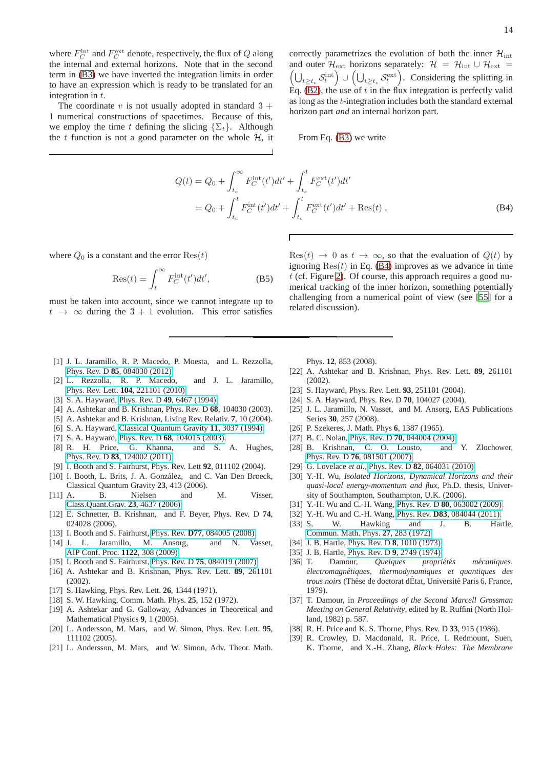where $F_C^{\rm int}$ and $F_C^{\rm ext}$ denote, respectively, the flux of $Q$ along the internal and external horizons. Note that in the second term in (B3) we have inverted the integration limits in order to have an expression which is ready to be translated for an integration in $t$.

The coordinate $v$ is not usually adopted in standard $3+1$ numerical constructions of spacetimes. Because of this, we employ the time $t$ defining the slicing $\{\Sigma_t\}$. Although the $t$ function is not a good parameter on the whole $\mathcal{H}$, it correctly parametrizes the evolution of both the inner $\mathcal{H}_{\rm int}$ and outer $\mathcal{H}_{\rm ext}$ horizons separately: $\mathcal{H} = \mathcal{H}_{\rm int} \cup \mathcal{H}_{\rm ext} = \left(\bigcup_{t\geq t_c} \mathcal{S}_t^{\rm int}\right) \cup \left(\bigcup_{t\geq t_c} \mathcal{S}_t^{\rm ext}\right)$. Considering the splitting in Eq. (B2), the use of $t$ in the flux integration is perfectly valid as long as the $t$-integration includes both the standard external horizon part *and* an internal horizon part.

From Eq. (B3) we write

$$
\begin{aligned}
Q(t) &= Q_0 + \int_{t_c}^{\infty} F_C^{\rm int}(t')dt' + \int_{t_c}^{t} F_C^{\rm ext}(t')dt' \\
&= Q_0 + \int_{t_c}^{t} F_C^{\rm int}(t')dt' + \int_{t_c}^{t} F_C^{\rm ext}(t')dt' + \mathrm{Res}(t) \ ,
\end{aligned}
\tag{B4}
$$

where $Q_0$ is a constant and the error $\mathrm{Res}(t)$

$$
\mathrm{Res}(t) = \int_t^{\infty} F_C^{\rm int}(t')dt', \tag{B5}
$$

must be taken into account, since we cannot integrate up to $t \to \infty$ during the $3+1$ evolution. This error satisfies $\mathrm{Res}(t) \to 0$ as $t \to \infty$, so that the evaluation of $Q(t)$ by ignoring $\mathrm{Res}(t)$ in Eq. (B4) improves as we advance in time $t$ (cf. Figure 2). Of course, this approach requires a good numerical tracking of the inner horizon, something potentially challenging from a numerical point of view (see [55] for a related discussion).

---

[1] J. L. Jaramillo, R. P. Macedo, P. Moesta, and L. Rezzolla, Phys. Rev. D **85**, 084030 (2012).
[2] L. Rezzolla, R. P. Macedo, and J. L. Jaramillo, Phys. Rev. Lett. **104**, 221101 (2010).
[3] S. A. Hayward, Phys. Rev. D **49**, 6467 (1994).
[4] A. Ashtekar and B. Krishnan, Phys. Rev. D **68**, 104030 (2003).
[5] A. Ashtekar and B. Krishnan, Living Rev. Relativ. **7**, 10 (2004).
[6] S. A. Hayward, Classical Quantum Gravity **11**, 3037 (1994).
[7] S. A. Hayward, Phys. Rev. D **68**, 104015 (2003).
[8] R. H. Price, G. Khanna, and S. A. Hughes, Phys. Rev. D **83**, 124002 (2011).
[9] I. Booth and S. Fairhurst, Phys. Rev. Lett **92**, 011102 (2004).
[10] I. Booth, L. Brits, J. A. González, and C. Van Den Broeck, Classical Quantum Gravity **23**, 413 (2006).
[11] A. B. Nielsen and M. Visser, Class.Quant.Grav. **23**, 4637 (2006).
[12] E. Schnetter, B. Krishnan, and F. Beyer, Phys. Rev. D **74**, 024028 (2006).
[13] I. Booth and S. Fairhurst, Phys. Rev. **D77**, 084005 (2008).
[14] J. L. Jaramillo, M. Ansorg, and N. Vasset, AIP Conf. Proc. **1122**, 308 (2009).
[15] I. Booth and S. Fairhurst, Phys. Rev. D **75**, 084019 (2007).
[16] A. Ashtekar and B. Krishnan, Phys. Rev. Lett. **89**, 261101 (2002).
[17] S. Hawking, Phys. Rev. Lett. **26**, 1344 (1971).
[18] S. W. Hawking, Comm. Math. Phys. **25**, 152 (1972).
[19] A. Ashtekar and G. Galloway, Advances in Theoretical and Mathematical Physics **9**, 1 (2005).
[20] L. Andersson, M. Mars, and W. Simon, Phys. Rev. Lett. **95**, 111102 (2005).
[21] L. Andersson, M. Mars, and W. Simon, Adv. Theor. Math. Phys. **12**, 853 (2008).
[22] A. Ashtekar and B. Krishnan, Phys. Rev. Lett. **89**, 261101 (2002).
[23] S. Hayward, Phys. Rev. Lett. **93**, 251101 (2004).
[24] S. A. Hayward, Phys. Rev. D **70**, 104027 (2004).
[25] J. L. Jaramillo, N. Vasset, and M. Ansorg, EAS Publications Series **30**, 257 (2008).
[26] P. Szekeres, J. Math. Phys **6**, 1387 (1965).
[27] B. C. Nolan, Phys. Rev. D **70**, 044004 (2004).
[28] B. Krishnan, C. O. Lousto, and Y. Zlochower, Phys. Rev. D **76**, 081501 (2007).
[29] G. Lovelace *et al.*, Phys. Rev. D **82**, 064031 (2010).
[30] Y.-H. Wu, *Isolated Horizons, Dynamical Horizons and their quasi-local energy-momentum and flux*, Ph.D. thesis, University of Southampton, Southampton, U.K. (2006).
[31] Y.-H. Wu and C.-H. Wang, Phys. Rev. D **80**, 063002 (2009).
[32] Y.-H. Wu and C.-H. Wang, Phys. Rev. **D83**, 084044 (2011).
[33] S. W. Hawking and J. B. Hartle, Commun. Math. Phys. **27**, 283 (1972).
[34] J. B. Hartle, Phys. Rev. D **8**, 1010 (1973).
[35] J. B. Hartle, Phys. Rev. D **9**, 2749 (1974).
[36] T. Damour, *Quelques propriétés mécaniques, électromagnétiques, thermodynamiques et quantiques des trous noirs* (Thèse de doctorat dÉtat, Université Paris 6, France, 1979).
[37] T. Damour, in *Proceedings of the Second Marcell Grossman Meeting on General Relativity*, edited by R. Ruffini (North Holland, 1982) p. 587.
[38] R. H. Price and K. S. Thorne, Phys. Rev. D **33**, 915 (1986).
[39] R. Crowley, D. Macdonald, R. Price, I. Redmount, Suen, K. Thorne, and X.-H. Zhang, *Black Holes: The Membrane*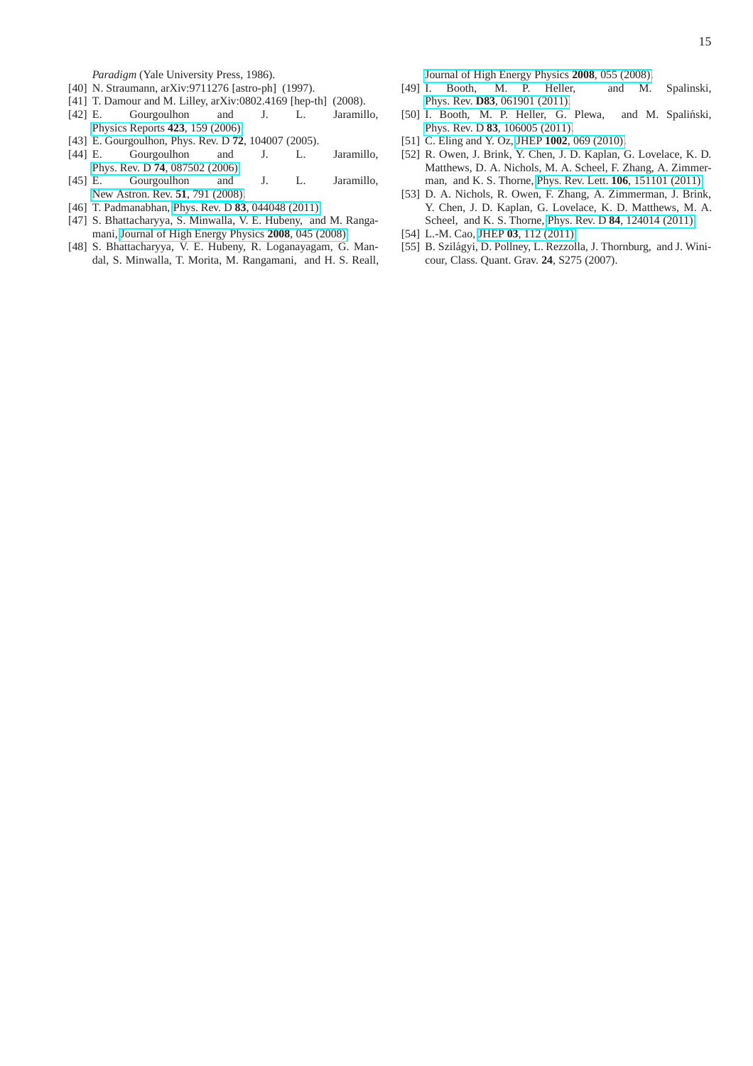*Paradigm* (Yale University Press, 1986).

[40] N. Straumann, arXiv:9711276 [astro-ph] (1997).

[41] T. Damour and M. Lilley, arXiv:0802.4169 [hep-th] (2008).

[42] E. Gourgoulhon and J. L. Jaramillo, Physics Reports **423**, 159 (2006).

[43] E. Gourgoulhon, Phys. Rev. D **72**, 104007 (2005).

[44] E. Gourgoulhon and J. L. Jaramillo, Phys. Rev. D **74**, 087502 (2006).

[45] E. Gourgoulhon and J. L. Jaramillo, New Astron. Rev. **51**, 791 (2008).

[46] T. Padmanabhan, Phys. Rev. D **83**, 044048 (2011).

[47] S. Bhattacharyya, S. Minwalla, V. E. Hubeny, and M. Rangamani, Journal of High Energy Physics **2008**, 045 (2008).

[48] S. Bhattacharyya, V. E. Hubeny, R. Loganayagam, G. Mandal, S. Minwalla, T. Morita, M. Rangamani, and H. S. Reall, Journal of High Energy Physics **2008**, 055 (2008).

[49] I. Booth, M. P. Heller, and M. Spalinski, Phys. Rev. **D83**, 061901 (2011).

[50] I. Booth, M. P. Heller, G. Plewa, and M. Spaliński, Phys. Rev. D **83**, 106005 (2011).

[51] C. Eling and Y. Oz, JHEP **1002**, 069 (2010).

[52] R. Owen, J. Brink, Y. Chen, J. D. Kaplan, G. Lovelace, K. D. Matthews, D. A. Nichols, M. A. Scheel, F. Zhang, A. Zimmerman, and K. S. Thorne, Phys. Rev. Lett. **106**, 151101 (2011).

[53] D. A. Nichols, R. Owen, F. Zhang, A. Zimmerman, J. Brink, Y. Chen, J. D. Kaplan, G. Lovelace, K. D. Matthews, M. A. Scheel, and K. S. Thorne, Phys. Rev. D **84**, 124014 (2011).

[54] L.-M. Cao, JHEP **03**, 112 (2011).

[55] B. Szilágyi, D. Pollney, L. Rezzolla, J. Thornburg, and J. Winicour, Class. Quant. Grav. **24**, S275 (2007).